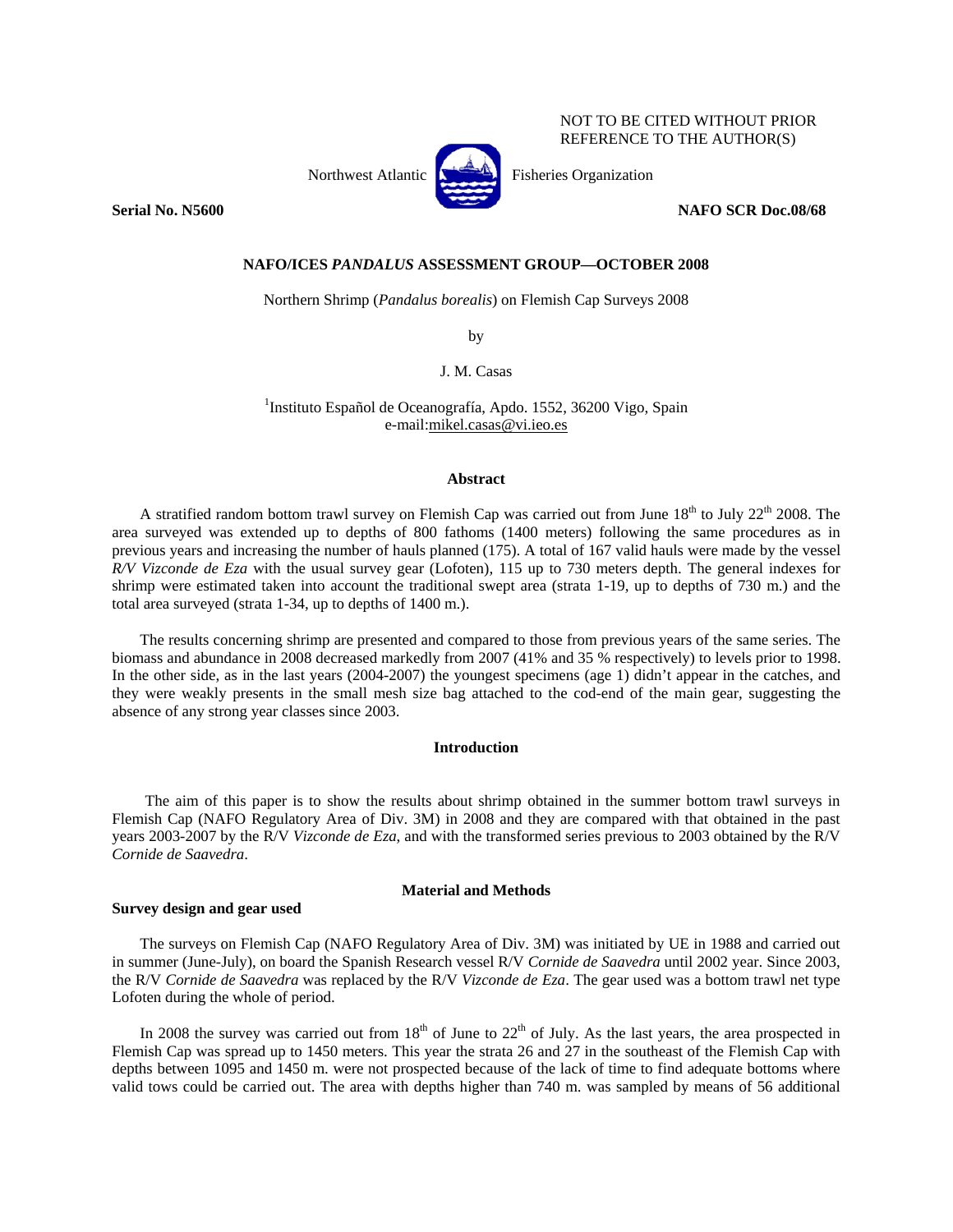NOT TO BE CITED WITHOUT PRIOR REFERENCE TO THE AUTHOR(S)

Northwest Atlantic Fisheries Organization

**Serial No. N5600** **NAFO SCR Doc.08/68**

## NAFO/ICES *PANDALUS* ASSESSMENT GROUP—OCTOBER 2008

Northern Shrimp (*Pandalus borealis*) on Flemish Cap Surveys 2008

by

J. M. Casas

[1]Instituto Español de Oceanografía, Apdo. 1552, 36200 Vigo, Spain
e-mail:mikel.casas@vi.ieo.es

### Abstract

A stratified random bottom trawl survey on Flemish Cap was carried out from June 18th to July 22th 2008. The area surveyed was extended up to depths of 800 fathoms (1400 meters) following the same procedures as in previous years and increasing the number of hauls planned (175). A total of 167 valid hauls were made by the vessel *R/V Vizconde de Eza* with the usual survey gear (Lofoten), 115 up to 730 meters depth. The general indexes for shrimp were estimated taken into account the traditional swept area (strata 1-19, up to depths of 730 m.) and the total area surveyed (strata 1-34, up to depths of 1400 m.).

The results concerning shrimp are presented and compared to those from previous years of the same series. The biomass and abundance in 2008 decreased markedly from 2007 (41% and 35 % respectively) to levels prior to 1998. In the other side, as in the last years (2004-2007) the youngest specimens (age 1) didn't appear in the catches, and they were weakly presents in the small mesh size bag attached to the cod-end of the main gear, suggesting the absence of any strong year classes since 2003.

### Introduction

The aim of this paper is to show the results about shrimp obtained in the summer bottom trawl surveys in Flemish Cap (NAFO Regulatory Area of Div. 3M) in 2008 and they are compared with that obtained in the past years 2003-2007 by the R/V *Vizconde de Eza*, and with the transformed series previous to 2003 obtained by the R/V *Cornide de Saavedra*.

### Material and Methods

#### Survey design and gear used

The surveys on Flemish Cap (NAFO Regulatory Area of Div. 3M) was initiated by UE in 1988 and carried out in summer (June-July), on board the Spanish Research vessel R/V *Cornide de Saavedra* until 2002 year. Since 2003, the R/V *Cornide de Saavedra* was replaced by the R/V *Vizconde de Eza*. The gear used was a bottom trawl net type Lofoten during the whole of period.

In 2008 the survey was carried out from 18th of June to 22th of July. As the last years, the area prospected in Flemish Cap was spread up to 1450 meters. This year the strata 26 and 27 in the southeast of the Flemish Cap with depths between 1095 and 1450 m. were not prospected because of the lack of time to find adequate bottoms where valid tows could be carried out. The area with depths higher than 740 m. was sampled by means of 56 additional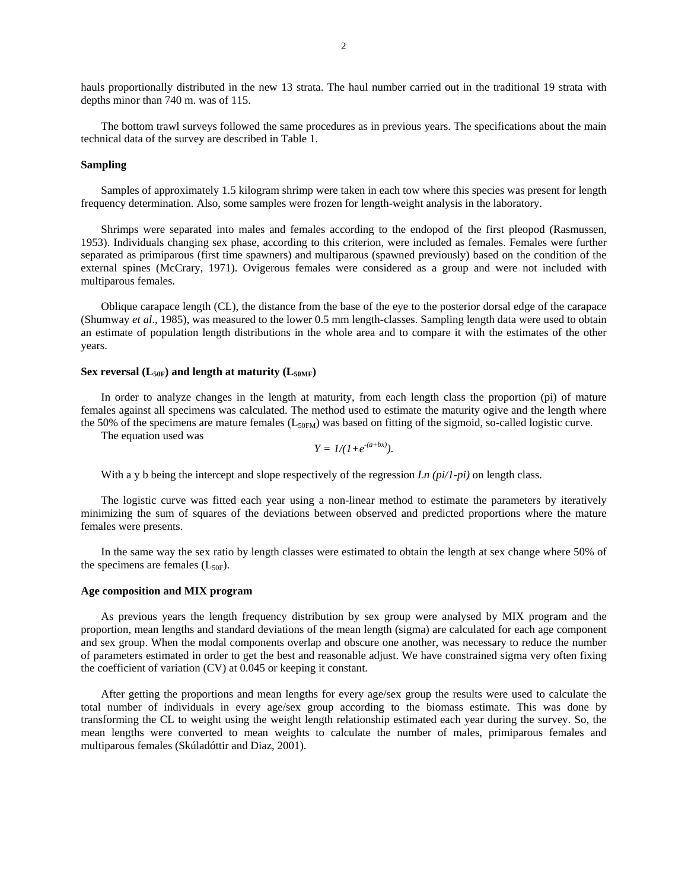hauls proportionally distributed in the new 13 strata. The haul number carried out in the traditional 19 strata with depths minor than 740 m. was of 115.

The bottom trawl surveys followed the same procedures as in previous years. The specifications about the main technical data of the survey are described in Table 1.

**Sampling**

Samples of approximately 1.5 kilogram shrimp were taken in each tow where this species was present for length frequency determination. Also, some samples were frozen for length-weight analysis in the laboratory.

Shrimps were separated into males and females according to the endopod of the first pleopod (Rasmussen, 1953). Individuals changing sex phase, according to this criterion, were included as females. Females were further separated as primiparous (first time spawners) and multiparous (spawned previously) based on the condition of the external spines (McCrary, 1971). Ovigerous females were considered as a group and were not included with multiparous females.

Oblique carapace length (CL), the distance from the base of the eye to the posterior dorsal edge of the carapace (Shumway *et al*., 1985), was measured to the lower 0.5 mm length-classes. Sampling length data were used to obtain an estimate of population length distributions in the whole area and to compare it with the estimates of the other years.

**Sex reversal ($L_{50F}$) and length at maturity ($L_{50MF}$)**

In order to analyze changes in the length at maturity, from each length class the proportion (pi) of mature females against all specimens was calculated. The method used to estimate the maturity ogive and the length where the 50% of the specimens are mature females ($L_{50FM}$) was based on fitting of the sigmoid, so-called logistic curve.

The equation used was

$$Y = 1/(1+e^{-(a+bx)}).$$

With a y b being the intercept and slope respectively of the regression $Ln\ (pi/1\text{-}pi)$ on length class.

The logistic curve was fitted each year using a non-linear method to estimate the parameters by iteratively minimizing the sum of squares of the deviations between observed and predicted proportions where the mature females were presents.

In the same way the sex ratio by length classes were estimated to obtain the length at sex change where 50% of the specimens are females ($L_{50F}$).

**Age composition and MIX program**

As previous years the length frequency distribution by sex group were analysed by MIX program and the proportion, mean lengths and standard deviations of the mean length (sigma) are calculated for each age component and sex group. When the modal components overlap and obscure one another, was necessary to reduce the number of parameters estimated in order to get the best and reasonable adjust. We have constrained sigma very often fixing the coefficient of variation (CV) at 0.045 or keeping it constant.

After getting the proportions and mean lengths for every age/sex group the results were used to calculate the total number of individuals in every age/sex group according to the biomass estimate. This was done by transforming the CL to weight using the weight length relationship estimated each year during the survey. So, the mean lengths were converted to mean weights to calculate the number of males, primiparous females and multiparous females (Skúladóttir and Diaz, 2001).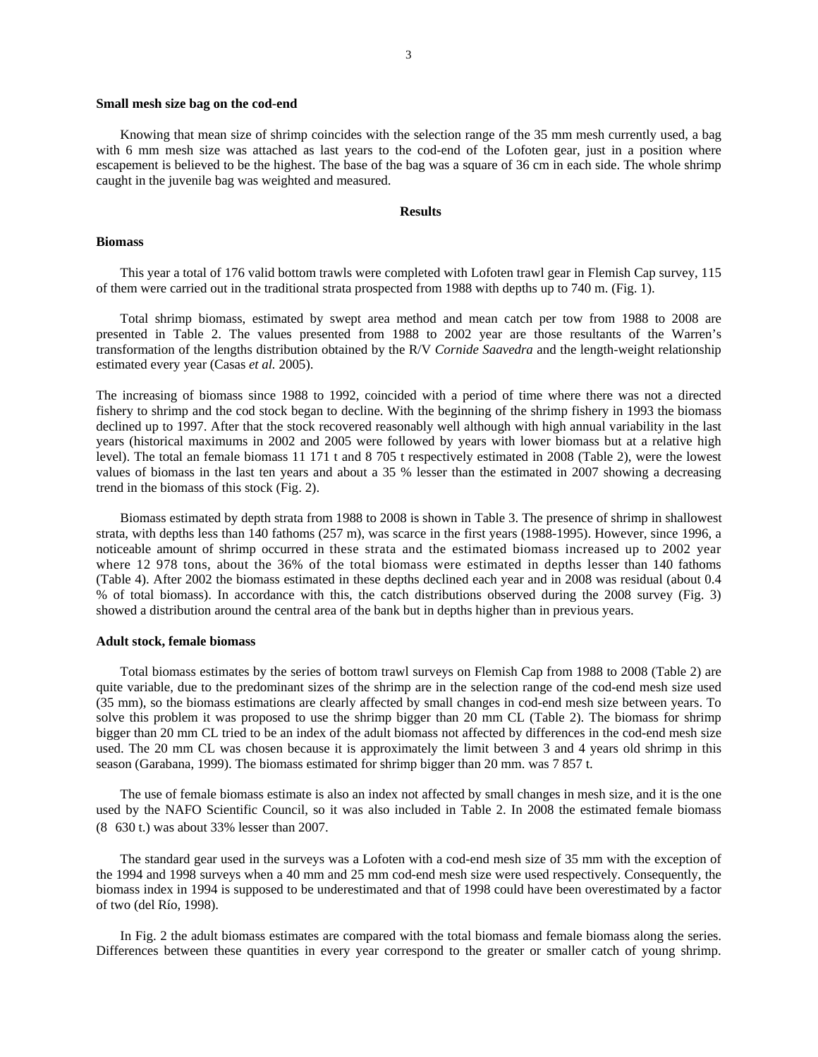**Small mesh size bag on the cod-end**

Knowing that mean size of shrimp coincides with the selection range of the 35 mm mesh currently used, a bag with 6 mm mesh size was attached as last years to the cod-end of the Lofoten gear, just in a position where escapement is believed to be the highest. The base of the bag was a square of 36 cm in each side. The whole shrimp caught in the juvenile bag was weighted and measured.

## Results

**Biomass**

This year a total of 176 valid bottom trawls were completed with Lofoten trawl gear in Flemish Cap survey, 115 of them were carried out in the traditional strata prospected from 1988 with depths up to 740 m. (Fig. 1).

Total shrimp biomass, estimated by swept area method and mean catch per tow from 1988 to 2008 are presented in Table 2. The values presented from 1988 to 2002 year are those resultants of the Warren's transformation of the lengths distribution obtained by the R/V *Cornide Saavedra* and the length-weight relationship estimated every year (Casas *et al.* 2005).

The increasing of biomass since 1988 to 1992, coincided with a period of time where there was not a directed fishery to shrimp and the cod stock began to decline. With the beginning of the shrimp fishery in 1993 the biomass declined up to 1997. After that the stock recovered reasonably well although with high annual variability in the last years (historical maximums in 2002 and 2005 were followed by years with lower biomass but at a relative high level). The total an female biomass 11 171 t and 8 705 t respectively estimated in 2008 (Table 2), were the lowest values of biomass in the last ten years and about a 35 % lesser than the estimated in 2007 showing a decreasing trend in the biomass of this stock (Fig. 2).

Biomass estimated by depth strata from 1988 to 2008 is shown in Table 3. The presence of shrimp in shallowest strata, with depths less than 140 fathoms (257 m), was scarce in the first years (1988-1995). However, since 1996, a noticeable amount of shrimp occurred in these strata and the estimated biomass increased up to 2002 year where 12 978 tons, about the 36% of the total biomass were estimated in depths lesser than 140 fathoms (Table 4). After 2002 the biomass estimated in these depths declined each year and in 2008 was residual (about 0.4 % of total biomass). In accordance with this, the catch distributions observed during the 2008 survey (Fig. 3) showed a distribution around the central area of the bank but in depths higher than in previous years.

**Adult stock, female biomass**

Total biomass estimates by the series of bottom trawl surveys on Flemish Cap from 1988 to 2008 (Table 2) are quite variable, due to the predominant sizes of the shrimp are in the selection range of the cod-end mesh size used (35 mm), so the biomass estimations are clearly affected by small changes in cod-end mesh size between years. To solve this problem it was proposed to use the shrimp bigger than 20 mm CL (Table 2). The biomass for shrimp bigger than 20 mm CL tried to be an index of the adult biomass not affected by differences in the cod-end mesh size used. The 20 mm CL was chosen because it is approximately the limit between 3 and 4 years old shrimp in this season (Garabana, 1999). The biomass estimated for shrimp bigger than 20 mm. was 7 857 t.

The use of female biomass estimate is also an index not affected by small changes in mesh size, and it is the one used by the NAFO Scientific Council, so it was also included in Table 2. In 2008 the estimated female biomass (8 630 t.) was about 33% lesser than 2007.

The standard gear used in the surveys was a Lofoten with a cod-end mesh size of 35 mm with the exception of the 1994 and 1998 surveys when a 40 mm and 25 mm cod-end mesh size were used respectively. Consequently, the biomass index in 1994 is supposed to be underestimated and that of 1998 could have been overestimated by a factor of two (del Río, 1998).

In Fig. 2 the adult biomass estimates are compared with the total biomass and female biomass along the series. Differences between these quantities in every year correspond to the greater or smaller catch of young shrimp.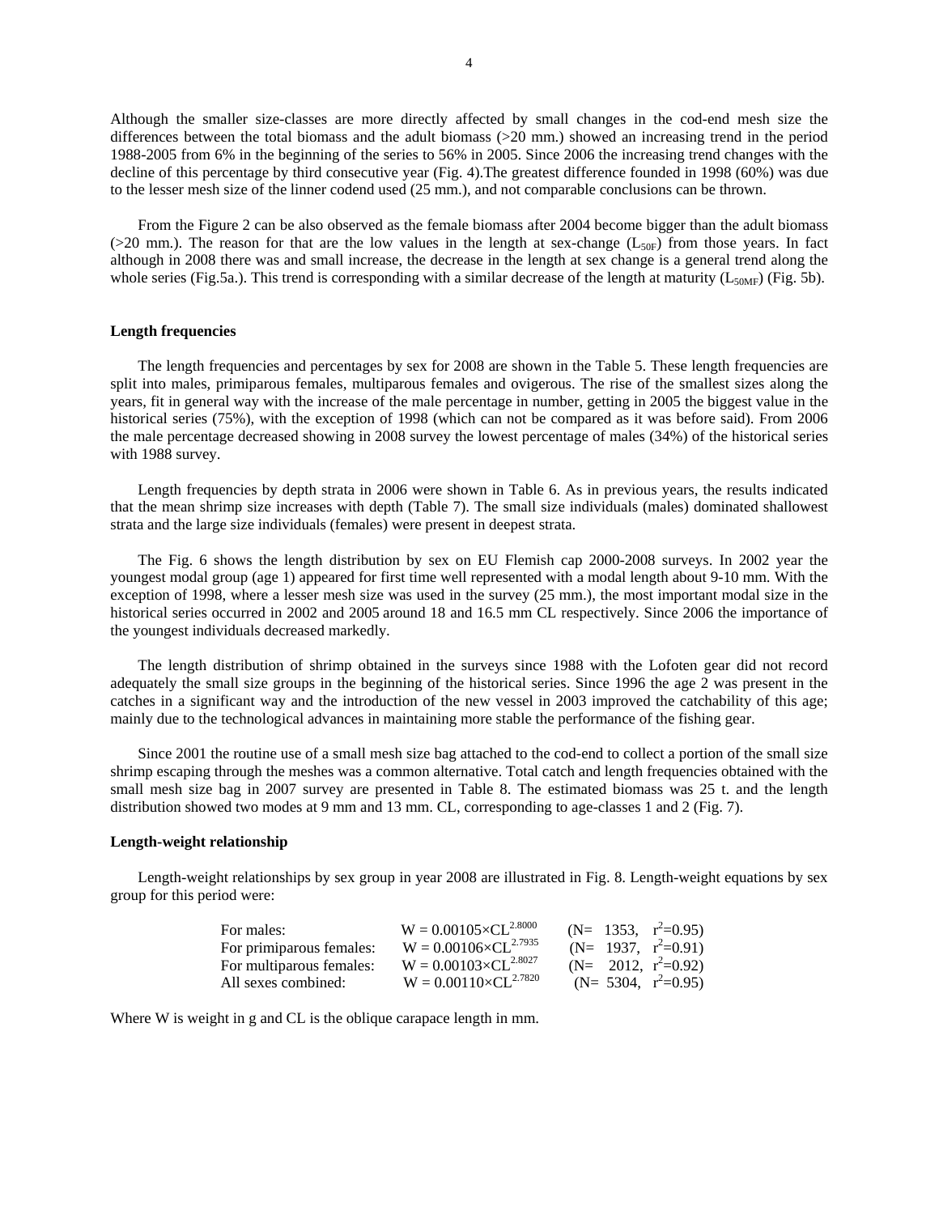Although the smaller size-classes are more directly affected by small changes in the cod-end mesh size the differences between the total biomass and the adult biomass (>20 mm.) showed an increasing trend in the period 1988-2005 from 6% in the beginning of the series to 56% in 2005. Since 2006 the increasing trend changes with the decline of this percentage by third consecutive year (Fig. 4).The greatest difference founded in 1998 (60%) was due to the lesser mesh size of the linner codend used (25 mm.), and not comparable conclusions can be thrown.

From the Figure 2 can be also observed as the female biomass after 2004 become bigger than the adult biomass (>20 mm.). The reason for that are the low values in the length at sex-change ($L_{50F}$) from those years. In fact although in 2008 there was and small increase, the decrease in the length at sex change is a general trend along the whole series (Fig.5a.). This trend is corresponding with a similar decrease of the length at maturity ($L_{50MF}$) (Fig. 5b).

### Length frequencies

The length frequencies and percentages by sex for 2008 are shown in the Table 5. These length frequencies are split into males, primiparous females, multiparous females and ovigerous. The rise of the smallest sizes along the years, fit in general way with the increase of the male percentage in number, getting in 2005 the biggest value in the historical series (75%), with the exception of 1998 (which can not be compared as it was before said). From 2006 the male percentage decreased showing in 2008 survey the lowest percentage of males (34%) of the historical series with 1988 survey.

Length frequencies by depth strata in 2006 were shown in Table 6. As in previous years, the results indicated that the mean shrimp size increases with depth (Table 7). The small size individuals (males) dominated shallowest strata and the large size individuals (females) were present in deepest strata.

The Fig. 6 shows the length distribution by sex on EU Flemish cap 2000-2008 surveys. In 2002 year the youngest modal group (age 1) appeared for first time well represented with a modal length about 9-10 mm. With the exception of 1998, where a lesser mesh size was used in the survey (25 mm.), the most important modal size in the historical series occurred in 2002 and 2005 around 18 and 16.5 mm CL respectively. Since 2006 the importance of the youngest individuals decreased markedly.

The length distribution of shrimp obtained in the surveys since 1988 with the Lofoten gear did not record adequately the small size groups in the beginning of the historical series. Since 1996 the age 2 was present in the catches in a significant way and the introduction of the new vessel in 2003 improved the catchability of this age; mainly due to the technological advances in maintaining more stable the performance of the fishing gear.

Since 2001 the routine use of a small mesh size bag attached to the cod-end to collect a portion of the small size shrimp escaping through the meshes was a common alternative. Total catch and length frequencies obtained with the small mesh size bag in 2007 survey are presented in Table 8. The estimated biomass was 25 t. and the length distribution showed two modes at 9 mm and 13 mm. CL, corresponding to age-classes 1 and 2 (Fig. 7).

### Length-weight relationship

Length-weight relationships by sex group in year 2008 are illustrated in Fig. 8. Length-weight equations by sex group for this period were:

| | | |
|---|---|---|
| For males: | $W = 0.00105 \times CL^{2.8000}$ | (N= 1353, $r^2$=0.95) |
| For primiparous females: | $W = 0.00106 \times CL^{2.7935}$ | (N= 1937, $r^2$=0.91) |
| For multiparous females: | $W = 0.00103 \times CL^{2.8027}$ | (N= 2012, $r^2$=0.92) |
| All sexes combined: | $W = 0.00110 \times CL^{2.7820}$ | (N= 5304, $r^2$=0.95) |

Where W is weight in g and CL is the oblique carapace length in mm.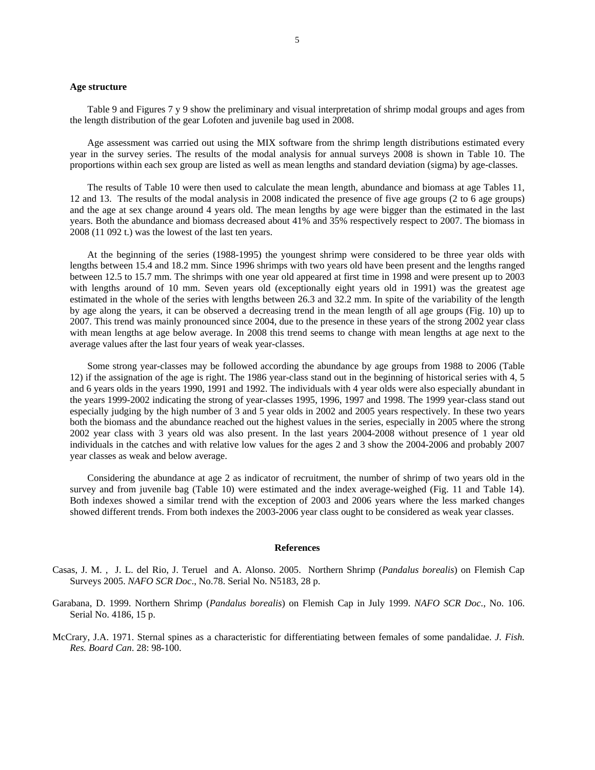**Age structure**

Table 9 and Figures 7 y 9 show the preliminary and visual interpretation of shrimp modal groups and ages from the length distribution of the gear Lofoten and juvenile bag used in 2008.

Age assessment was carried out using the MIX software from the shrimp length distributions estimated every year in the survey series. The results of the modal analysis for annual surveys 2008 is shown in Table 10. The proportions within each sex group are listed as well as mean lengths and standard deviation (sigma) by age-classes.

The results of Table 10 were then used to calculate the mean length, abundance and biomass at age Tables 11, 12 and 13. The results of the modal analysis in 2008 indicated the presence of five age groups (2 to 6 age groups) and the age at sex change around 4 years old. The mean lengths by age were bigger than the estimated in the last years. Both the abundance and biomass decreased about 41% and 35% respectively respect to 2007. The biomass in 2008 (11 092 t.) was the lowest of the last ten years.

At the beginning of the series (1988-1995) the youngest shrimp were considered to be three year olds with lengths between 15.4 and 18.2 mm. Since 1996 shrimps with two years old have been present and the lengths ranged between 12.5 to 15.7 mm. The shrimps with one year old appeared at first time in 1998 and were present up to 2003 with lengths around of 10 mm. Seven years old (exceptionally eight years old in 1991) was the greatest age estimated in the whole of the series with lengths between 26.3 and 32.2 mm. In spite of the variability of the length by age along the years, it can be observed a decreasing trend in the mean length of all age groups (Fig. 10) up to 2007. This trend was mainly pronounced since 2004, due to the presence in these years of the strong 2002 year class with mean lengths at age below average. In 2008 this trend seems to change with mean lengths at age next to the average values after the last four years of weak year-classes.

Some strong year-classes may be followed according the abundance by age groups from 1988 to 2006 (Table 12) if the assignation of the age is right. The 1986 year-class stand out in the beginning of historical series with 4, 5 and 6 years olds in the years 1990, 1991 and 1992. The individuals with 4 year olds were also especially abundant in the years 1999-2002 indicating the strong of year-classes 1995, 1996, 1997 and 1998. The 1999 year-class stand out especially judging by the high number of 3 and 5 year olds in 2002 and 2005 years respectively. In these two years both the biomass and the abundance reached out the highest values in the series, especially in 2005 where the strong 2002 year class with 3 years old was also present. In the last years 2004-2008 without presence of 1 year old individuals in the catches and with relative low values for the ages 2 and 3 show the 2004-2006 and probably 2007 year classes as weak and below average.

Considering the abundance at age 2 as indicator of recruitment, the number of shrimp of two years old in the survey and from juvenile bag (Table 10) were estimated and the index average-weighed (Fig. 11 and Table 14). Both indexes showed a similar trend with the exception of 2003 and 2006 years where the less marked changes showed different trends. From both indexes the 2003-2006 year class ought to be considered as weak year classes.

## References

Casas, J. M. , J. L. del Rio, J. Teruel and A. Alonso. 2005. Northern Shrimp (*Pandalus borealis*) on Flemish Cap Surveys 2005. *NAFO SCR Doc*., No.78. Serial No. N5183, 28 p.

Garabana, D. 1999. Northern Shrimp (*Pandalus borealis*) on Flemish Cap in July 1999. *NAFO SCR Doc*., No. 106. Serial No. 4186, 15 p.

McCrary, J.A. 1971. Sternal spines as a characteristic for differentiating between females of some pandalidae. *J. Fish. Res. Board Can*. 28: 98-100.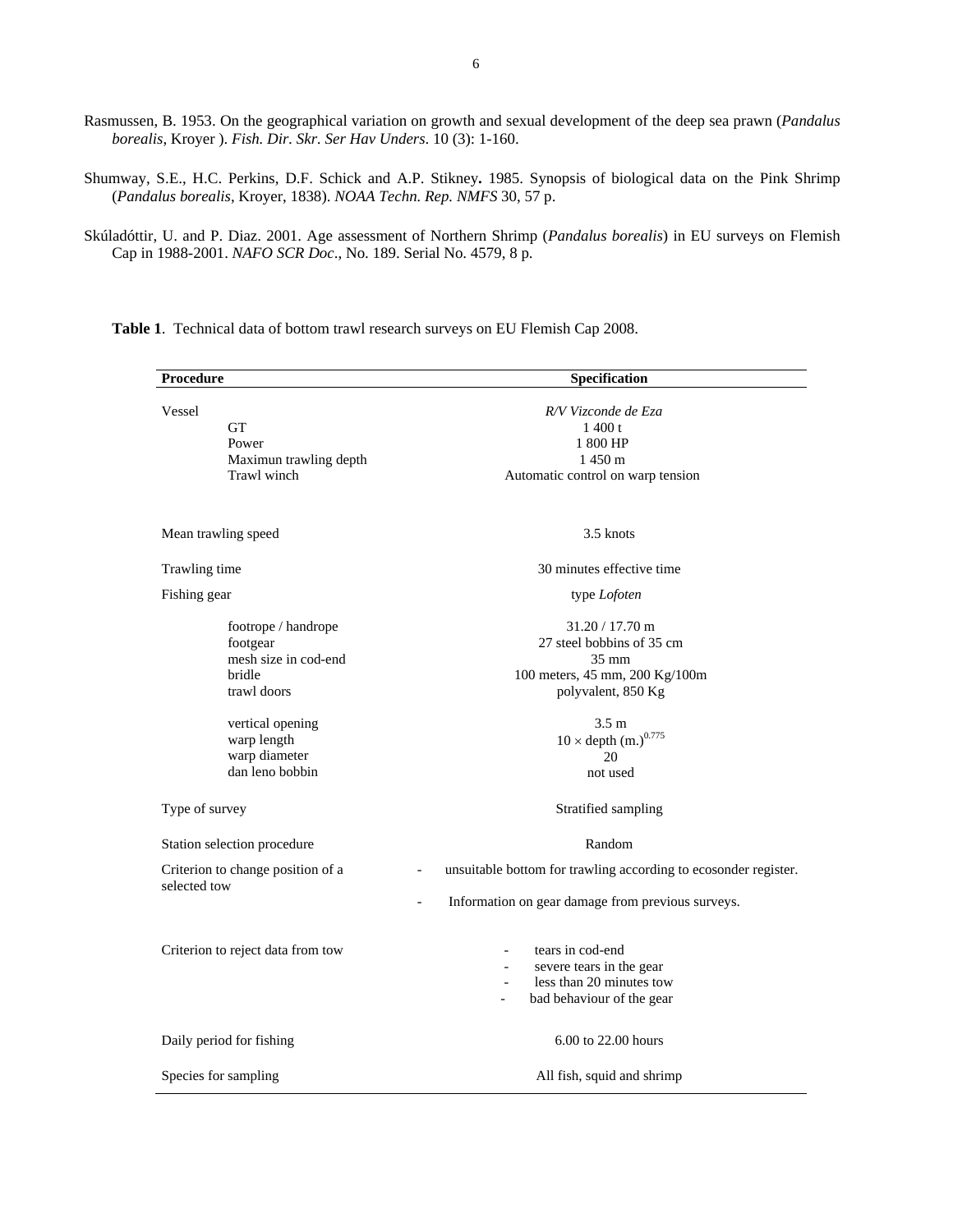Rasmussen, B. 1953. On the geographical variation on growth and sexual development of the deep sea prawn (*Pandalus borealis*, Kroyer ). *Fish. Dir. Skr. Ser Hav Unders*. 10 (3): 1-160.

Shumway, S.E., H.C. Perkins, D.F. Schick and A.P. Stikney**.** 1985. Synopsis of biological data on the Pink Shrimp (*Pandalus borealis*, Kroyer, 1838). *NOAA Techn. Rep. NMFS* 30, 57 p.

Skúladóttir, U. and P. Diaz. 2001. Age assessment of Northern Shrimp (*Pandalus borealis*) in EU surveys on Flemish Cap in 1988-2001. *NAFO SCR Doc*., No. 189. Serial No. 4579, 8 p.

**Table 1**. Technical data of bottom trawl research surveys on EU Flemish Cap 2008.

| **Procedure** | **Specification** |
|---|---|
| Vessel | *R/V Vizconde de Eza* |
| GT | 1 400 t |
| Power | 1 800 HP |
| Maximun trawling depth | 1 450 m |
| Trawl winch | Automatic control on warp tension |
| Mean trawling speed | 3.5 knots |
| Trawling time | 30 minutes effective time |
| Fishing gear | type *Lofoten* |
| footrope / handrope | 31.20 / 17.70 m |
| footgear | 27 steel bobbins of 35 cm |
| mesh size in cod-end | 35 mm |
| bridle | 100 meters, 45 mm, 200 Kg/100m |
| trawl doors | polyvalent, 850 Kg |
| vertical opening | 3.5 m |
| warp length | $10 \times \text{depth (m.)}^{0.775}$ |
| warp diameter | 20 |
| dan leno bobbin | not used |
| Type of survey | Stratified sampling |
| Station selection procedure | Random |
| Criterion to change position of a selected tow | - unsuitable bottom for trawling according to ecosonder register.<br>- Information on gear damage from previous surveys. |
| Criterion to reject data from tow | - tears in cod-end<br>- severe tears in the gear<br>- less than 20 minutes tow<br>- bad behaviour of the gear |
| Daily period for fishing | 6.00 to 22.00 hours |
| Species for sampling | All fish, squid and shrimp |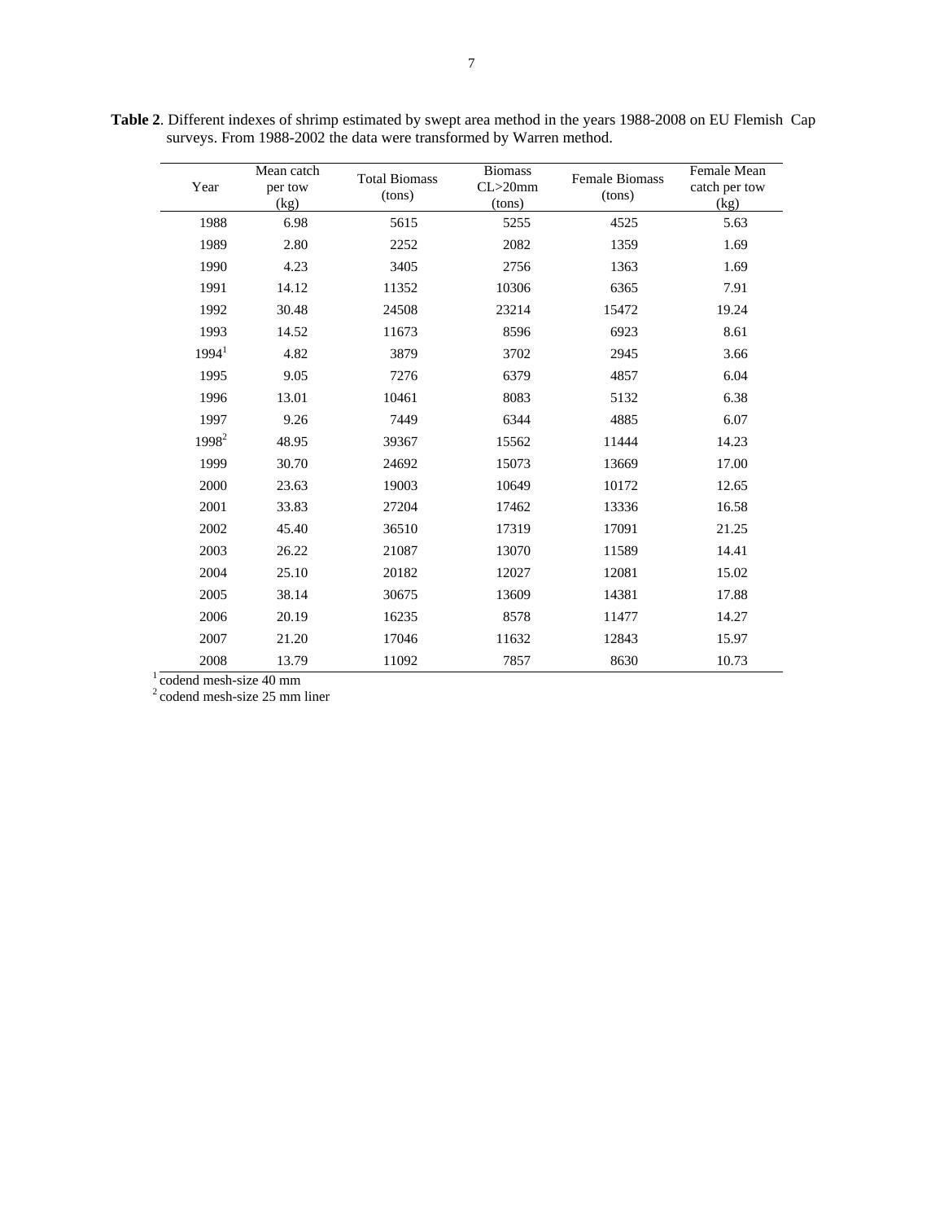**Table 2**. Different indexes of shrimp estimated by swept area method in the years 1988-2008 on EU Flemish Cap surveys. From 1988-2002 the data were transformed by Warren method.

| Year | Mean catch per tow (kg) | Total Biomass (tons) | Biomass CL>20mm (tons) | Female Biomass (tons) | Female Mean catch per tow (kg) |
|---|---|---|---|---|---|
| 1988 | 6.98 | 5615 | 5255 | 4525 | 5.63 |
| 1989 | 2.80 | 2252 | 2082 | 1359 | 1.69 |
| 1990 | 4.23 | 3405 | 2756 | 1363 | 1.69 |
| 1991 | 14.12 | 11352 | 10306 | 6365 | 7.91 |
| 1992 | 30.48 | 24508 | 23214 | 15472 | 19.24 |
| 1993 | 14.52 | 11673 | 8596 | 6923 | 8.61 |
| 1994[1] | 4.82 | 3879 | 3702 | 2945 | 3.66 |
| 1995 | 9.05 | 7276 | 6379 | 4857 | 6.04 |
| 1996 | 13.01 | 10461 | 8083 | 5132 | 6.38 |
| 1997 | 9.26 | 7449 | 6344 | 4885 | 6.07 |
| 1998[2] | 48.95 | 39367 | 15562 | 11444 | 14.23 |
| 1999 | 30.70 | 24692 | 15073 | 13669 | 17.00 |
| 2000 | 23.63 | 19003 | 10649 | 10172 | 12.65 |
| 2001 | 33.83 | 27204 | 17462 | 13336 | 16.58 |
| 2002 | 45.40 | 36510 | 17319 | 17091 | 21.25 |
| 2003 | 26.22 | 21087 | 13070 | 11589 | 14.41 |
| 2004 | 25.10 | 20182 | 12027 | 12081 | 15.02 |
| 2005 | 38.14 | 30675 | 13609 | 14381 | 17.88 |
| 2006 | 20.19 | 16235 | 8578 | 11477 | 14.27 |
| 2007 | 21.20 | 17046 | 11632 | 12843 | 15.97 |
| 2008 | 13.79 | 11092 | 7857 | 8630 | 10.73 |

[1] codend mesh-size 40 mm

[2] codend mesh-size 25 mm liner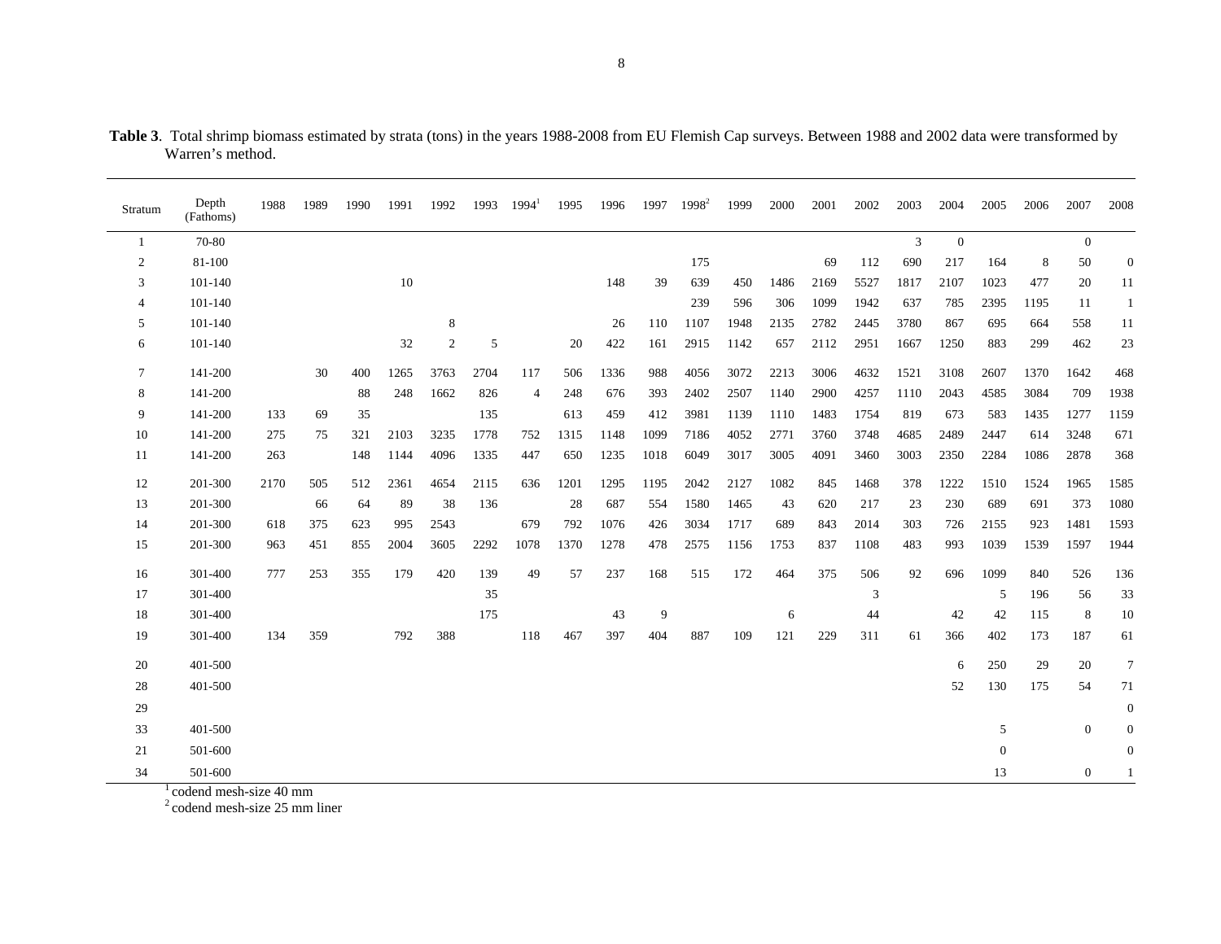**Table 3**. Total shrimp biomass estimated by strata (tons) in the years 1988-2008 from EU Flemish Cap surveys. Between 1988 and 2002 data were transformed by Warren's method.

| Stratum | Depth (Fathoms) | 1988 | 1989 | 1990 | 1991 | 1992 | 1993 | 1994[1] | 1995 | 1996 | 1997 | 1998[2] | 1999 | 2000 | 2001 | 2002 | 2003 | 2004 | 2005 | 2006 | 2007 | 2008 |
|---|---|---|---|---|---|---|---|---|---|---|---|---|---|---|---|---|---|---|---|---|---|---|
| 1 | 70-80 | | | | | | | | | | | | | | | | 3 | 0 | | | 0 | |
| 2 | 81-100 | | | | | | | | | | | 175 | | | 69 | 112 | 690 | 217 | 164 | 8 | 50 | 0 |
| 3 | 101-140 | | | | 10 | | | | | 148 | 39 | 639 | 450 | 1486 | 2169 | 5527 | 1817 | 2107 | 1023 | 477 | 20 | 11 |
| 4 | 101-140 | | | | | | | | | | | 239 | 596 | 306 | 1099 | 1942 | 637 | 785 | 2395 | 1195 | 11 | 1 |
| 5 | 101-140 | | | | | 8 | | | | 26 | 110 | 1107 | 1948 | 2135 | 2782 | 2445 | 3780 | 867 | 695 | 664 | 558 | 11 |
| 6 | 101-140 | | | | 32 | 2 | 5 | | 20 | 422 | 161 | 2915 | 1142 | 657 | 2112 | 2951 | 1667 | 1250 | 883 | 299 | 462 | 23 |
| 7 | 141-200 | | 30 | 400 | 1265 | 3763 | 2704 | 117 | 506 | 1336 | 988 | 4056 | 3072 | 2213 | 3006 | 4632 | 1521 | 3108 | 2607 | 1370 | 1642 | 468 |
| 8 | 141-200 | | | 88 | 248 | 1662 | 826 | 4 | 248 | 676 | 393 | 2402 | 2507 | 1140 | 2900 | 4257 | 1110 | 2043 | 4585 | 3084 | 709 | 1938 |
| 9 | 141-200 | 133 | 69 | 35 | | | 135 | | 613 | 459 | 412 | 3981 | 1139 | 1110 | 1483 | 1754 | 819 | 673 | 583 | 1435 | 1277 | 1159 |
| 10 | 141-200 | 275 | 75 | 321 | 2103 | 3235 | 1778 | 752 | 1315 | 1148 | 1099 | 7186 | 4052 | 2771 | 3760 | 3748 | 4685 | 2489 | 2447 | 614 | 3248 | 671 |
| 11 | 141-200 | 263 | | 148 | 1144 | 4096 | 1335 | 447 | 650 | 1235 | 1018 | 6049 | 3017 | 3005 | 4091 | 3460 | 3003 | 2350 | 2284 | 1086 | 2878 | 368 |
| 12 | 201-300 | 2170 | 505 | 512 | 2361 | 4654 | 2115 | 636 | 1201 | 1295 | 1195 | 2042 | 2127 | 1082 | 845 | 1468 | 378 | 1222 | 1510 | 1524 | 1965 | 1585 |
| 13 | 201-300 | | 66 | 64 | 89 | 38 | 136 | | 28 | 687 | 554 | 1580 | 1465 | 43 | 620 | 217 | 23 | 230 | 689 | 691 | 373 | 1080 |
| 14 | 201-300 | 618 | 375 | 623 | 995 | 2543 | | 679 | 792 | 1076 | 426 | 3034 | 1717 | 689 | 843 | 2014 | 303 | 726 | 2155 | 923 | 1481 | 1593 |
| 15 | 201-300 | 963 | 451 | 855 | 2004 | 3605 | 2292 | 1078 | 1370 | 1278 | 478 | 2575 | 1156 | 1753 | 837 | 1108 | 483 | 993 | 1039 | 1539 | 1597 | 1944 |
| 16 | 301-400 | 777 | 253 | 355 | 179 | 420 | 139 | 49 | 57 | 237 | 168 | 515 | 172 | 464 | 375 | 506 | 92 | 696 | 1099 | 840 | 526 | 136 |
| 17 | 301-400 | | | | | | 35 | | | | | | | | | 3 | | | 5 | 196 | 56 | 33 |
| 18 | 301-400 | | | | | | 175 | | | 43 | 9 | | | 6 | | 44 | | 42 | 42 | 115 | 8 | 10 |
| 19 | 301-400 | 134 | 359 | | 792 | 388 | | 118 | 467 | 397 | 404 | 887 | 109 | 121 | 229 | 311 | 61 | 366 | 402 | 173 | 187 | 61 |
| 20 | 401-500 | | | | | | | | | | | | | | | | | 6 | 250 | 29 | 20 | 7 |
| 28 | 401-500 | | | | | | | | | | | | | | | | | 52 | 130 | 175 | 54 | 71 |
| 29 | | | | | | | | | | | | | | | | | | | | | | 0 |
| 33 | 401-500 | | | | | | | | | | | | | | | | | | 5 | | 0 | 0 |
| 21 | 501-600 | | | | | | | | | | | | | | | | | | 0 | | | 0 |
| 34 | 501-600 | | | | | | | | | | | | | | | | | | 13 | | 0 | 1 |

[1] codend mesh-size 40 mm
[2] codend mesh-size 25 mm liner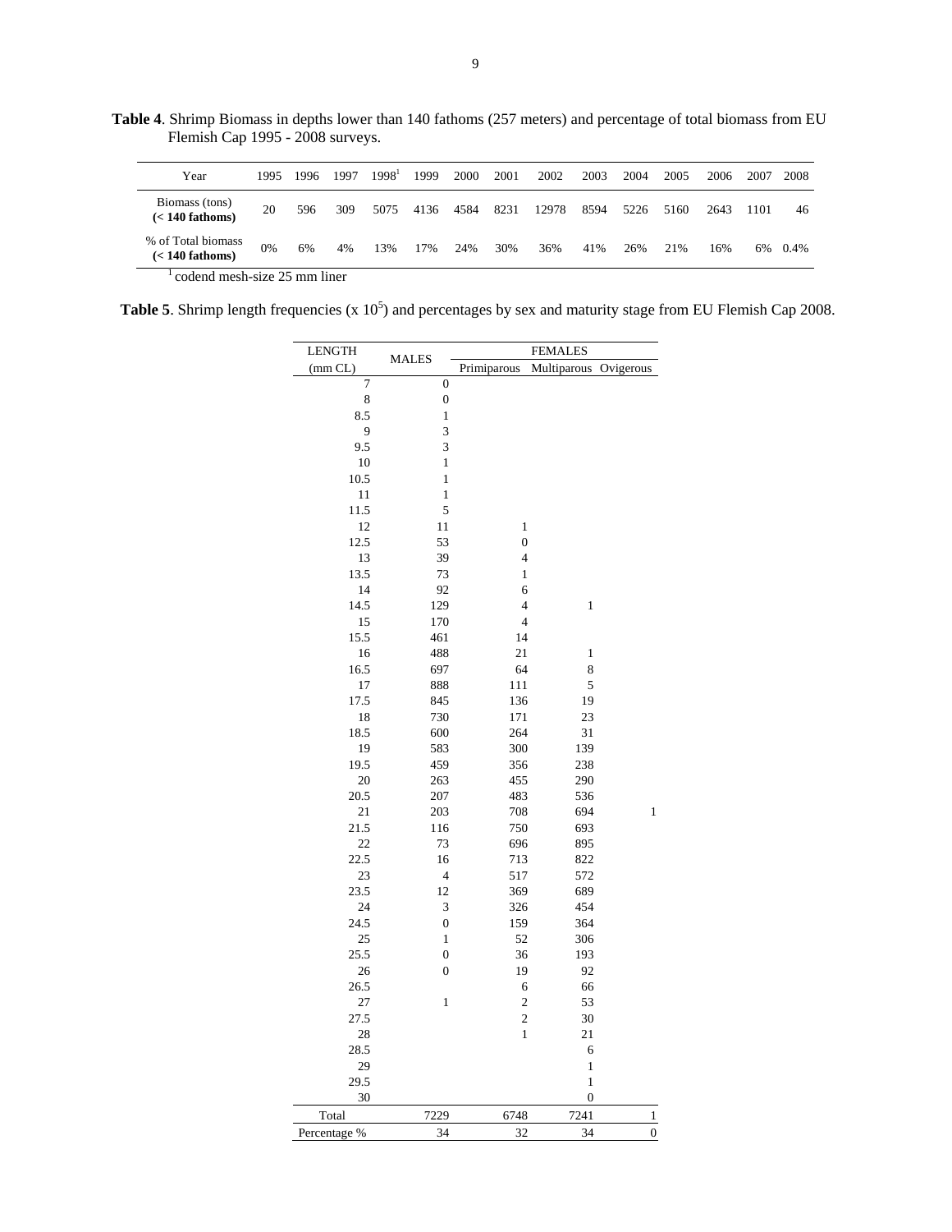**Table 4**. Shrimp Biomass in depths lower than 140 fathoms (257 meters) and percentage of total biomass from EU Flemish Cap 1995 - 2008 surveys.

| Year | 1995 | 1996 | 1997 | 1998[1] | 1999 | 2000 | 2001 | 2002 | 2003 | 2004 | 2005 | 2006 | 2007 | 2008 |
|---|---|---|---|---|---|---|---|---|---|---|---|---|---|---|
| Biomass (tons) **(< 140 fathoms)** | 20 | 596 | 309 | 5075 | 4136 | 4584 | 8231 | 12978 | 8594 | 5226 | 5160 | 2643 | 1101 | 46 |
| % of Total biomass **(< 140 fathoms)** | 0% | 6% | 4% | 13% | 17% | 24% | 30% | 36% | 41% | 26% | 21% | 16% | 6% | 0.4% |

[1] codend mesh-size 25 mm liner

**Table 5**. Shrimp length frequencies (x $10^5$) and percentages by sex and maturity stage from EU Flemish Cap 2008.

| LENGTH (mm CL) | MALES | FEMALES | | |
|---|---|---|---|---|
| | | Primiparous | Multiparous | Ovigerous |
| 7 | 0 | | | |
| 8 | 0 | | | |
| 8.5 | 1 | | | |
| 9 | 3 | | | |
| 9.5 | 3 | | | |
| 10 | 1 | | | |
| 10.5 | 1 | | | |
| 11 | 1 | | | |
| 11.5 | 5 | | | |
| 12 | 11 | 1 | | |
| 12.5 | 53 | 0 | | |
| 13 | 39 | 4 | | |
| 13.5 | 73 | 1 | | |
| 14 | 92 | 6 | | |
| 14.5 | 129 | 4 | 1 | |
| 15 | 170 | 4 | | |
| 15.5 | 461 | 14 | | |
| 16 | 488 | 21 | 1 | |
| 16.5 | 697 | 64 | 8 | |
| 17 | 888 | 111 | 5 | |
| 17.5 | 845 | 136 | 19 | |
| 18 | 730 | 171 | 23 | |
| 18.5 | 600 | 264 | 31 | |
| 19 | 583 | 300 | 139 | |
| 19.5 | 459 | 356 | 238 | |
| 20 | 263 | 455 | 290 | |
| 20.5 | 207 | 483 | 536 | |
| 21 | 203 | 708 | 694 | 1 |
| 21.5 | 116 | 750 | 693 | |
| 22 | 73 | 696 | 895 | |
| 22.5 | 16 | 713 | 822 | |
| 23 | 4 | 517 | 572 | |
| 23.5 | 12 | 369 | 689 | |
| 24 | 3 | 326 | 454 | |
| 24.5 | 0 | 159 | 364 | |
| 25 | 1 | 52 | 306 | |
| 25.5 | 0 | 36 | 193 | |
| 26 | 0 | 19 | 92 | |
| 26.5 | | 6 | 66 | |
| 27 | 1 | 2 | 53 | |
| 27.5 | | 2 | 30 | |
| 28 | | 1 | 21 | |
| 28.5 | | | 6 | |
| 29 | | | 1 | |
| 29.5 | | | 1 | |
| 30 | | | 0 | |
| Total | 7229 | 6748 | 7241 | 1 |
| Percentage % | 34 | 32 | 34 | 0 |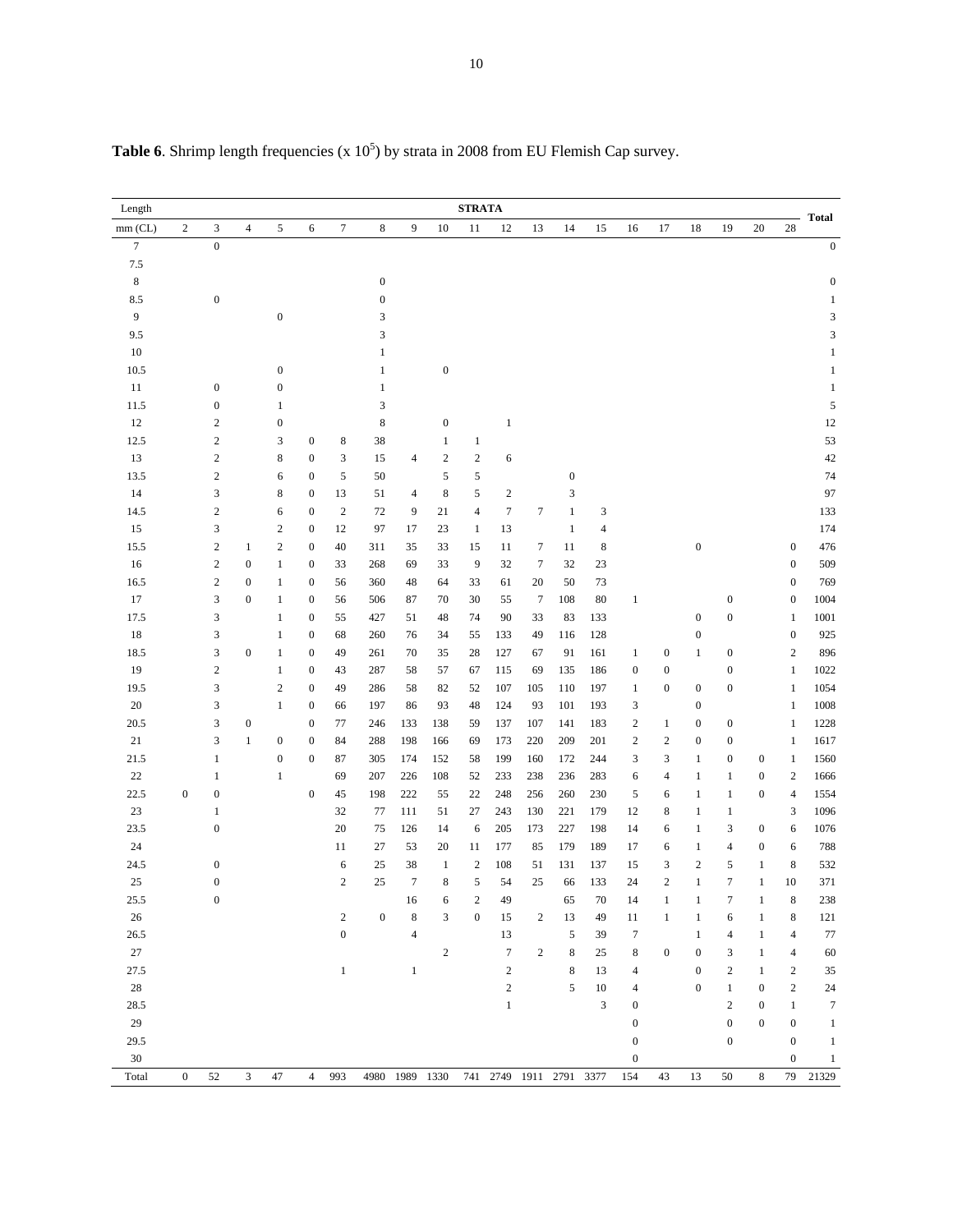**Table 6**. Shrimp length frequencies (x $10^5$) by strata in 2008 from EU Flemish Cap survey.

| Length | STRATA | | | | | | | | | | | | | | | | | | | | Total |
|---|---|---|---|---|---|---|---|---|---|---|---|---|---|---|---|---|---|---|---|---|---|
| mm (CL) | 2 | 3 | 4 | 5 | 6 | 7 | 8 | 9 | 10 | 11 | 12 | 13 | 14 | 15 | 16 | 17 | 18 | 19 | 20 | 28 | |
| 7 | | 0 | | | | | | | | | | | | | | | | | | | 0 |
| 7.5 | | | | | | | | | | | | | | | | | | | | | |
| 8 | | | | | | | 0 | | | | | | | | | | | | | | 0 |
| 8.5 | | 0 | | | | | 0 | | | | | | | | | | | | | | 1 |
| 9 | | | | 0 | | | 3 | | | | | | | | | | | | | | 3 |
| 9.5 | | | | | | | 3 | | | | | | | | | | | | | | 3 |
| 10 | | | | | | | 1 | | | | | | | | | | | | | | 1 |
| 10.5 | | | | 0 | | | 1 | | 0 | | | | | | | | | | | | 1 |
| 11 | | 0 | | 0 | | | 1 | | | | | | | | | | | | | | 1 |
| 11.5 | | 0 | | 1 | | | 3 | | | | | | | | | | | | | | 5 |
| 12 | | 2 | | 0 | | | 8 | | 0 | | 1 | | | | | | | | | | 12 |
| 12.5 | | 2 | | 3 | 0 | 8 | 38 | | 1 | 1 | | | | | | | | | | | 53 |
| 13 | | 2 | | 8 | 0 | 3 | 15 | 4 | 2 | 2 | 6 | | | | | | | | | | 42 |
| 13.5 | | 2 | | 6 | 0 | 5 | 50 | | 5 | 5 | | | 0 | | | | | | | | 74 |
| 14 | | 3 | | 8 | 0 | 13 | 51 | 4 | 8 | 5 | 2 | | 3 | | | | | | | | 97 |
| 14.5 | | 2 | | 6 | 0 | 2 | 72 | 9 | 21 | 4 | 7 | 7 | 1 | 3 | | | | | | | 133 |
| 15 | | 3 | | 2 | 0 | 12 | 97 | 17 | 23 | 1 | 13 | | 1 | 4 | | | | | | | 174 |
| 15.5 | | 2 | 1 | 2 | 0 | 40 | 311 | 35 | 33 | 15 | 11 | 7 | 11 | 8 | | | 0 | | | 0 | 476 |
| 16 | | 2 | 0 | 1 | 0 | 33 | 268 | 69 | 33 | 9 | 32 | 7 | 32 | 23 | | | | | | 0 | 509 |
| 16.5 | | 2 | 0 | 1 | 0 | 56 | 360 | 48 | 64 | 33 | 61 | 20 | 50 | 73 | | | | | | 0 | 769 |
| 17 | | 3 | 0 | 1 | 0 | 56 | 506 | 87 | 70 | 30 | 55 | 7 | 108 | 80 | 1 | | | 0 | | 0 | 1004 |
| 17.5 | | 3 | | 1 | 0 | 55 | 427 | 51 | 48 | 74 | 90 | 33 | 83 | 133 | | | 0 | 0 | | 1 | 1001 |
| 18 | | 3 | | 1 | 0 | 68 | 260 | 76 | 34 | 55 | 133 | 49 | 116 | 128 | | | 0 | | | 0 | 925 |
| 18.5 | | 3 | 0 | 1 | 0 | 49 | 261 | 70 | 35 | 28 | 127 | 67 | 91 | 161 | 1 | 0 | 1 | 0 | | 2 | 896 |
| 19 | | 2 | | 1 | 0 | 43 | 287 | 58 | 57 | 67 | 115 | 69 | 135 | 186 | 0 | 0 | | 0 | | 1 | 1022 |
| 19.5 | | 3 | | 2 | 0 | 49 | 286 | 58 | 82 | 52 | 107 | 105 | 110 | 197 | 1 | 0 | 0 | 0 | | 1 | 1054 |
| 20 | | 3 | | 1 | 0 | 66 | 197 | 86 | 93 | 48 | 124 | 93 | 101 | 193 | 3 | | 0 | | | 1 | 1008 |
| 20.5 | | 3 | 0 | | 0 | 77 | 246 | 133 | 138 | 59 | 137 | 107 | 141 | 183 | 2 | 1 | 0 | 0 | | 1 | 1228 |
| 21 | | 3 | 1 | 0 | 0 | 84 | 288 | 198 | 166 | 69 | 173 | 220 | 209 | 201 | 2 | 2 | 0 | 0 | | 1 | 1617 |
| 21.5 | | 1 | | 0 | 0 | 87 | 305 | 174 | 152 | 58 | 199 | 160 | 172 | 244 | 3 | 3 | 1 | 0 | 0 | 1 | 1560 |
| 22 | | 1 | | 1 | | 69 | 207 | 226 | 108 | 52 | 233 | 238 | 236 | 283 | 6 | 4 | 1 | 1 | 0 | 2 | 1666 |
| 22.5 | 0 | 0 | | | 0 | 45 | 198 | 222 | 55 | 22 | 248 | 256 | 260 | 230 | 5 | 6 | 1 | 1 | 0 | 4 | 1554 |
| 23 | | 1 | | | | 32 | 77 | 111 | 51 | 27 | 243 | 130 | 221 | 179 | 12 | 8 | 1 | 1 | | 3 | 1096 |
| 23.5 | | 0 | | | | 20 | 75 | 126 | 14 | 6 | 205 | 173 | 227 | 198 | 14 | 6 | 1 | 3 | 0 | 6 | 1076 |
| 24 | | | | | | 11 | 27 | 53 | 20 | 11 | 177 | 85 | 179 | 189 | 17 | 6 | 1 | 4 | 0 | 6 | 788 |
| 24.5 | | 0 | | | | 6 | 25 | 38 | 1 | 2 | 108 | 51 | 131 | 137 | 15 | 3 | 2 | 5 | 1 | 8 | 532 |
| 25 | | 0 | | | | 2 | 25 | 7 | 8 | 5 | 54 | 25 | 66 | 133 | 24 | 2 | 1 | 7 | 1 | 10 | 371 |
| 25.5 | | 0 | | | | | | 16 | 6 | 2 | 49 | | 65 | 70 | 14 | 1 | 1 | 7 | 1 | 8 | 238 |
| 26 | | | | | | 2 | 0 | 8 | 3 | 0 | 15 | 2 | 13 | 49 | 11 | 1 | 1 | 6 | 1 | 8 | 121 |
| 26.5 | | | | | | 0 | | 4 | | | 13 | | 5 | 39 | 7 | | 1 | 4 | 1 | 4 | 77 |
| 27 | | | | | | | | | 2 | | 7 | 2 | 8 | 25 | 8 | 0 | 0 | 3 | 1 | 4 | 60 |
| 27.5 | | | | | | 1 | | 1 | | | 2 | | 8 | 13 | 4 | | 0 | 2 | 1 | 2 | 35 |
| 28 | | | | | | | | | | | 2 | | 5 | 10 | 4 | | 0 | 1 | 0 | 2 | 24 |
| 28.5 | | | | | | | | | | | 1 | | | 3 | 0 | | | 2 | 0 | 1 | 7 |
| 29 | | | | | | | | | | | | | | | 0 | | | 0 | 0 | 0 | 1 |
| 29.5 | | | | | | | | | | | | | | | 0 | | | 0 | | 0 | 1 |
| 30 | | | | | | | | | | | | | | | 0 | | | | | 0 | 1 |
| Total | 0 | 52 | 3 | 47 | 4 | 993 | 4980 | 1989 | 1330 | 741 | 2749 | 1911 | 2791 | 3377 | 154 | 43 | 13 | 50 | 8 | 79 | 21329 |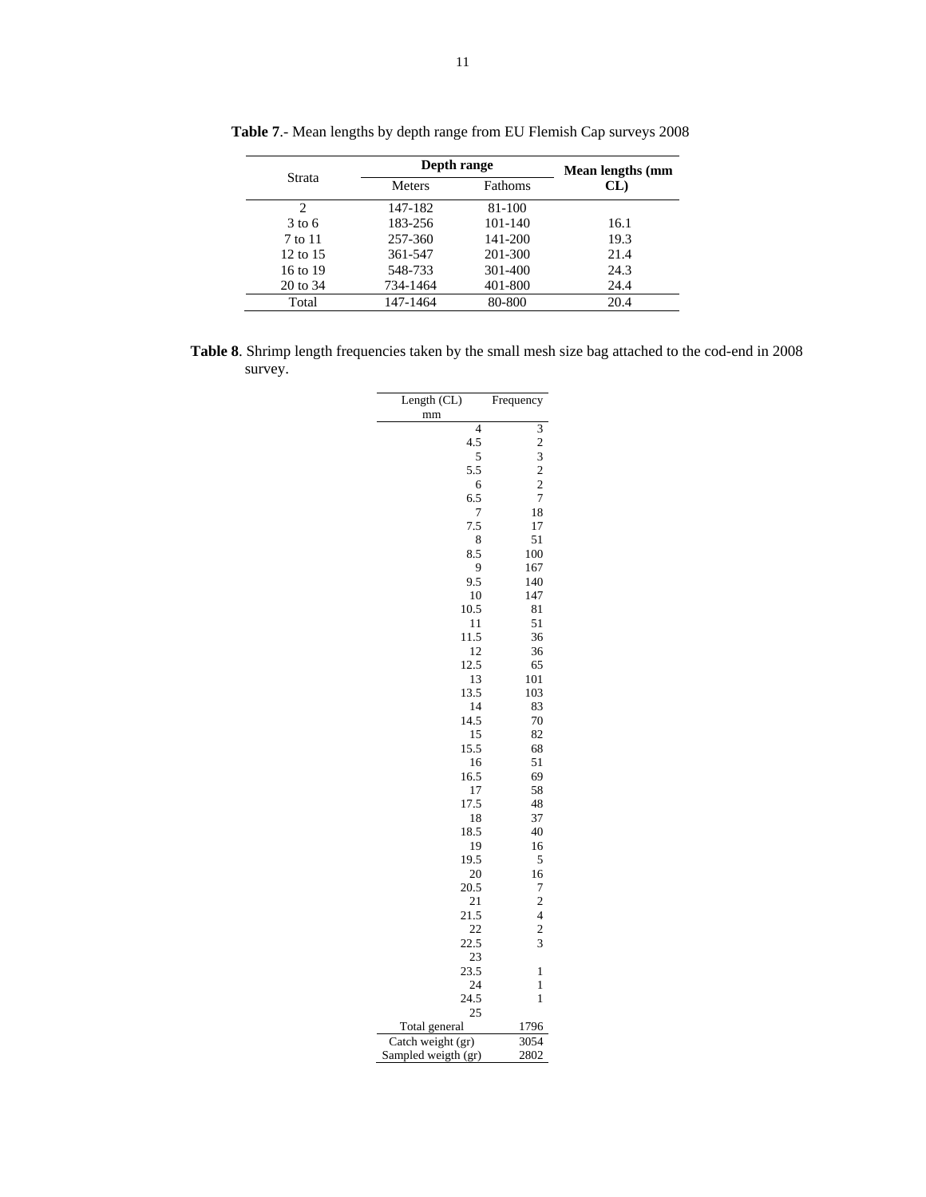**Table 7**.- Mean lengths by depth range from EU Flemish Cap surveys 2008

| Strata | Depth range | | Mean lengths (mm CL) |
|---|---|---|---|
| | Meters | Fathoms | |
| 2 | 147-182 | 81-100 | |
| 3 to 6 | 183-256 | 101-140 | 16.1 |
| 7 to 11 | 257-360 | 141-200 | 19.3 |
| 12 to 15 | 361-547 | 201-300 | 21.4 |
| 16 to 19 | 548-733 | 301-400 | 24.3 |
| 20 to 34 | 734-1464 | 401-800 | 24.4 |
| Total | 147-1464 | 80-800 | 20.4 |

**Table 8**. Shrimp length frequencies taken by the small mesh size bag attached to the cod-end in 2008 survey.

| Length (CL) mm | Frequency |
|---|---|
| 4 | 3 |
| 4.5 | 2 |
| 5 | 3 |
| 5.5 | 2 |
| 6 | 2 |
| 6.5 | 7 |
| 7 | 18 |
| 7.5 | 17 |
| 8 | 51 |
| 8.5 | 100 |
| 9 | 167 |
| 9.5 | 140 |
| 10 | 147 |
| 10.5 | 81 |
| 11 | 51 |
| 11.5 | 36 |
| 12 | 36 |
| 12.5 | 65 |
| 13 | 101 |
| 13.5 | 103 |
| 14 | 83 |
| 14.5 | 70 |
| 15 | 82 |
| 15.5 | 68 |
| 16 | 51 |
| 16.5 | 69 |
| 17 | 58 |
| 17.5 | 48 |
| 18 | 37 |
| 18.5 | 40 |
| 19 | 16 |
| 19.5 | 5 |
| 20 | 16 |
| 20.5 | 7 |
| 21 | 2 |
| 21.5 | 4 |
| 22 | 2 |
| 22.5 | 3 |
| 23 | |
| 23.5 | 1 |
| 24 | 1 |
| 24.5 | 1 |
| 25 | |
| Total general | 1796 |
| Catch weight (gr) | 3054 |
| Sampled weigth (gr) | 2802 |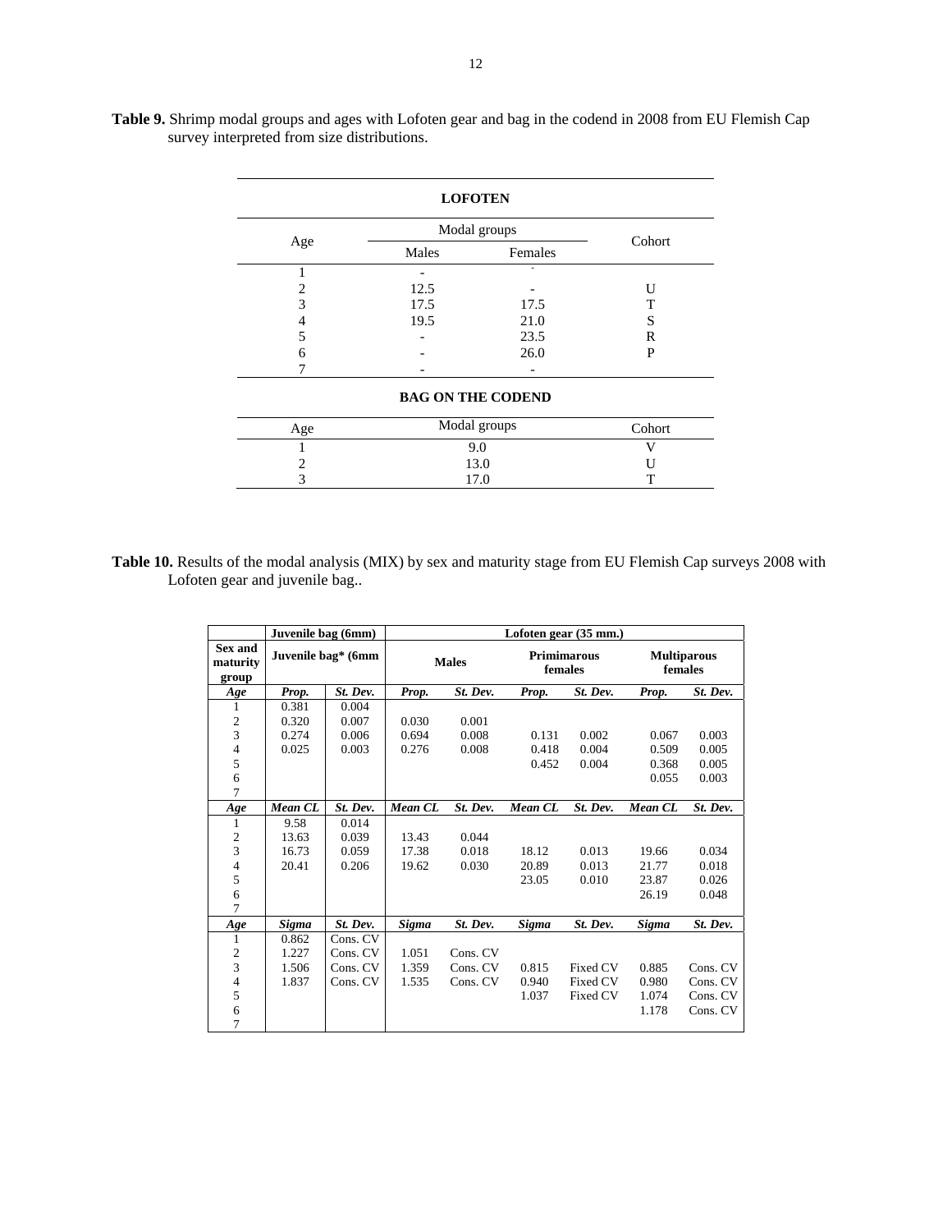**Table 9.** Shrimp modal groups and ages with Lofoten gear and bag in the codend in 2008 from EU Flemish Cap survey interpreted from size distributions.

| **LOFOTEN** | | | |
|---|---|---|---|
| Age | Modal groups | | Cohort |
| | Males | Females | |
| 1 | - | - | |
| 2 | 12.5 | - | U |
| 3 | 17.5 | 17.5 | T |
| 4 | 19.5 | 21.0 | S |
| 5 | - | 23.5 | R |
| 6 | - | 26.0 | P |
| 7 | - | - | |

| **BAG ON THE CODEND** | | |
|---|---|---|
| Age | Modal groups | Cohort |
| 1 | 9.0 | V |
| 2 | 13.0 | U |
| 3 | 17.0 | T |

**Table 10.** Results of the modal analysis (MIX) by sex and maturity stage from EU Flemish Cap surveys 2008 with Lofoten gear and juvenile bag..

| | **Juvenile bag (6mm)** | | **Lofoten gear (35 mm.)** | | | | | |
|---|---|---|---|---|---|---|---|---|
| **Sex and maturity group** | **Juvenile bag\* (6mm** | | **Males** | | **Primimarous females** | | **Multiparous females** | |
| ***Age*** | ***Prop.*** | ***St. Dev.*** | ***Prop.*** | ***St. Dev.*** | ***Prop.*** | ***St. Dev.*** | ***Prop.*** | ***St. Dev.*** |
| 1 | 0.381 | 0.004 | | | | | | |
| 2 | 0.320 | 0.007 | 0.030 | 0.001 | | | | |
| 3 | 0.274 | 0.006 | 0.694 | 0.008 | 0.131 | 0.002 | 0.067 | 0.003 |
| 4 | 0.025 | 0.003 | 0.276 | 0.008 | 0.418 | 0.004 | 0.509 | 0.005 |
| 5 | | | | | 0.452 | 0.004 | 0.368 | 0.005 |
| 6 | | | | | | | 0.055 | 0.003 |
| 7 | | | | | | | | |
| ***Age*** | ***Mean CL*** | ***St. Dev.*** | ***Mean CL*** | ***St. Dev.*** | ***Mean CL*** | ***St. Dev.*** | ***Mean CL*** | ***St. Dev.*** |
| 1 | 9.58 | 0.014 | | | | | | |
| 2 | 13.63 | 0.039 | 13.43 | 0.044 | | | | |
| 3 | 16.73 | 0.059 | 17.38 | 0.018 | 18.12 | 0.013 | 19.66 | 0.034 |
| 4 | 20.41 | 0.206 | 19.62 | 0.030 | 20.89 | 0.013 | 21.77 | 0.018 |
| 5 | | | | | 23.05 | 0.010 | 23.87 | 0.026 |
| 6 | | | | | | | 26.19 | 0.048 |
| 7 | | | | | | | | |
| ***Age*** | ***Sigma*** | ***St. Dev.*** | ***Sigma*** | ***St. Dev.*** | ***Sigma*** | ***St. Dev.*** | ***Sigma*** | ***St. Dev.*** |
| 1 | 0.862 | Cons. CV | | | | | | |
| 2 | 1.227 | Cons. CV | 1.051 | Cons. CV | | | | |
| 3 | 1.506 | Cons. CV | 1.359 | Cons. CV | 0.815 | Fixed CV | 0.885 | Cons. CV |
| 4 | 1.837 | Cons. CV | 1.535 | Cons. CV | 0.940 | Fixed CV | 0.980 | Cons. CV |
| 5 | | | | | 1.037 | Fixed CV | 1.074 | Cons. CV |
| 6 | | | | | | | 1.178 | Cons. CV |
| 7 | | | | | | | | |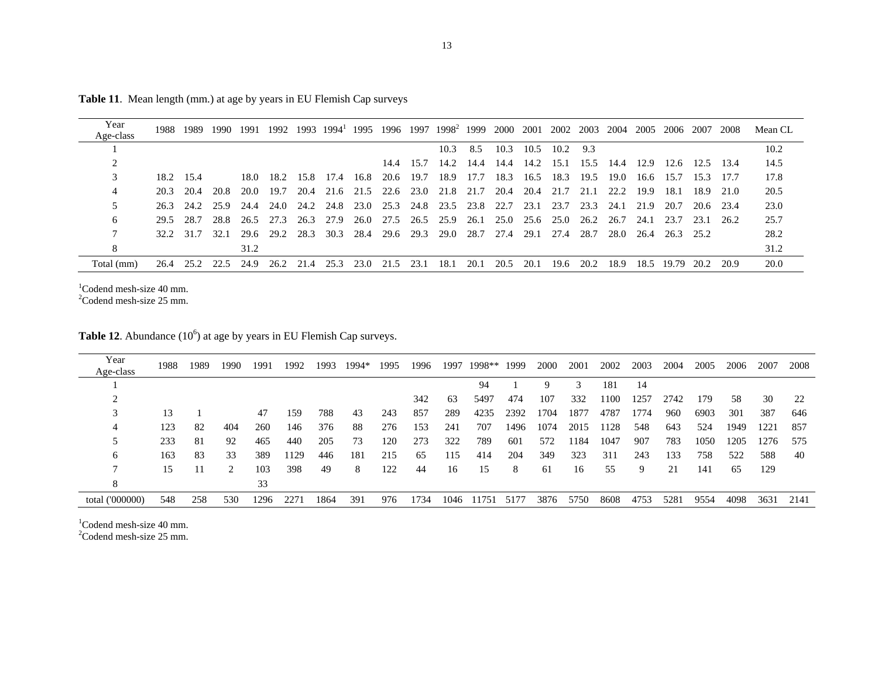**Table 11**. Mean length (mm.) at age by years in EU Flemish Cap surveys

| Year / Age-class | 1988 | 1989 | 1990 | 1991 | 1992 | 1993 | 1994[1] | 1995 | 1996 | 1997 | 1998[2] | 1999 | 2000 | 2001 | 2002 | 2003 | 2004 | 2005 | 2006 | 2007 | 2008 | Mean CL |
|---|---|---|---|---|---|---|---|---|---|---|---|---|---|---|---|---|---|---|---|---|---|---|
| 1 | | | | | | | | | | | 10.3 | 8.5 | 10.3 | 10.5 | 10.2 | 9.3 | | | | | | 10.2 |
| 2 | | | | | | | | | 14.4 | 15.7 | 14.2 | 14.4 | 14.4 | 14.2 | 15.1 | 15.5 | 14.4 | 12.9 | 12.6 | 12.5 | 13.4 | 14.5 |
| 3 | 18.2 | 15.4 | | 18.0 | 18.2 | 15.8 | 17.4 | 16.8 | 20.6 | 19.7 | 18.9 | 17.7 | 18.3 | 16.5 | 18.3 | 19.5 | 19.0 | 16.6 | 15.7 | 15.3 | 17.7 | 17.8 |
| 4 | 20.3 | 20.4 | 20.8 | 20.0 | 19.7 | 20.4 | 21.6 | 21.5 | 22.6 | 23.0 | 21.8 | 21.7 | 20.4 | 20.4 | 21.7 | 21.1 | 22.2 | 19.9 | 18.1 | 18.9 | 21.0 | 20.5 |
| 5 | 26.3 | 24.2 | 25.9 | 24.4 | 24.0 | 24.2 | 24.8 | 23.0 | 25.3 | 24.8 | 23.5 | 23.8 | 22.7 | 23.1 | 23.7 | 23.3 | 24.1 | 21.9 | 20.7 | 20.6 | 23.4 | 23.0 |
| 6 | 29.5 | 28.7 | 28.8 | 26.5 | 27.3 | 26.3 | 27.9 | 26.0 | 27.5 | 26.5 | 25.9 | 26.1 | 25.0 | 25.6 | 25.0 | 26.2 | 26.7 | 24.1 | 23.7 | 23.1 | 26.2 | 25.7 |
| 7 | 32.2 | 31.7 | 32.1 | 29.6 | 29.2 | 28.3 | 30.3 | 28.4 | 29.6 | 29.3 | 29.0 | 28.7 | 27.4 | 29.1 | 27.4 | 28.7 | 28.0 | 26.4 | 26.3 | 25.2 | | 28.2 |
| 8 | | | | 31.2 | | | | | | | | | | | | | | | | | | 31.2 |
| Total (mm) | 26.4 | 25.2 | 22.5 | 24.9 | 26.2 | 21.4 | 25.3 | 23.0 | 21.5 | 23.1 | 18.1 | 20.1 | 20.5 | 20.1 | 19.6 | 20.2 | 18.9 | 18.5 | 19.79 | 20.2 | 20.9 | 20.0 |

[1]Codend mesh-size 40 mm.
[2]Codend mesh-size 25 mm.

**Table 12**. Abundance ($10^6$) at age by years in EU Flemish Cap surveys.

| Year / Age-class | 1988 | 1989 | 1990 | 1991 | 1992 | 1993 | 1994* | 1995 | 1996 | 1997 | 1998** | 1999 | 2000 | 2001 | 2002 | 2003 | 2004 | 2005 | 2006 | 2007 | 2008 |
|---|---|---|---|---|---|---|---|---|---|---|---|---|---|---|---|---|---|---|---|---|---|
| 1 | | | | | | | | | | | 94 | 1 | 9 | 3 | 181 | 14 | | | | | |
| 2 | | | | | | | | | 342 | 63 | 5497 | 474 | 107 | 332 | 1100 | 1257 | 2742 | 179 | 58 | 30 | 22 |
| 3 | 13 | 1 | | 47 | 159 | 788 | 43 | 243 | 857 | 289 | 4235 | 2392 | 1704 | 1877 | 4787 | 1774 | 960 | 6903 | 301 | 387 | 646 |
| 4 | 123 | 82 | 404 | 260 | 146 | 376 | 88 | 276 | 153 | 241 | 707 | 1496 | 1074 | 2015 | 1128 | 548 | 643 | 524 | 1949 | 1221 | 857 |
| 5 | 233 | 81 | 92 | 465 | 440 | 205 | 73 | 120 | 273 | 322 | 789 | 601 | 572 | 1184 | 1047 | 907 | 783 | 1050 | 1205 | 1276 | 575 |
| 6 | 163 | 83 | 33 | 389 | 1129 | 446 | 181 | 215 | 65 | 115 | 414 | 204 | 349 | 323 | 311 | 243 | 133 | 758 | 522 | 588 | 40 |
| 7 | 15 | 11 | 2 | 103 | 398 | 49 | 8 | 122 | 44 | 16 | 15 | 8 | 61 | 16 | 55 | 9 | 21 | 141 | 65 | 129 | |
| 8 | | | | 33 | | | | | | | | | | | | | | | | | |
| total ('000000) | 548 | 258 | 530 | 1296 | 2271 | 1864 | 391 | 976 | 1734 | 1046 | 11751 | 5177 | 3876 | 5750 | 8608 | 4753 | 5281 | 9554 | 4098 | 3631 | 2141 |

[1]Codend mesh-size 40 mm.
[2]Codend mesh-size 25 mm.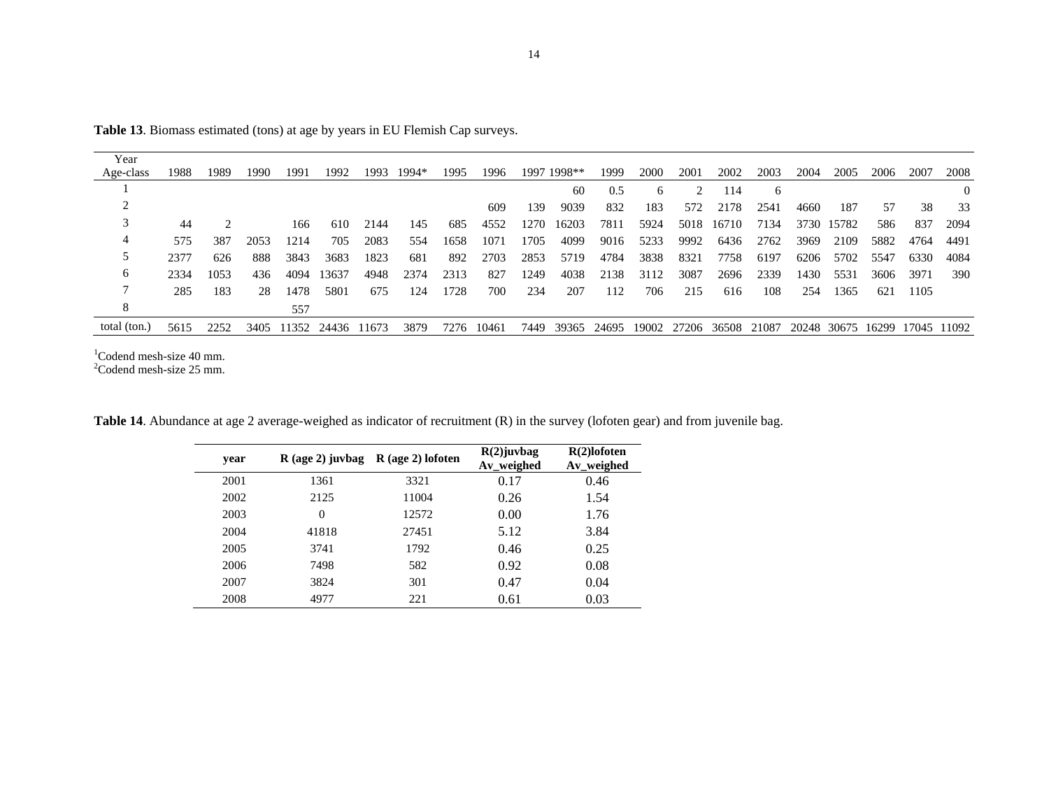**Table 13**. Biomass estimated (tons) at age by years in EU Flemish Cap surveys.

| Year / Age-class | 1988 | 1989 | 1990 | 1991 | 1992 | 1993 | 1994* | 1995 | 1996 | 1997 | 1998** | 1999 | 2000 | 2001 | 2002 | 2003 | 2004 | 2005 | 2006 | 2007 | 2008 |
|---|---|---|---|---|---|---|---|---|---|---|---|---|---|---|---|---|---|---|---|---|---|
| 1 | | | | | | | | | | | 60 | 0.5 | 6 | 2 | 114 | 6 | | | | | 0 |
| 2 | | | | | | | | | 609 | 139 | 9039 | 832 | 183 | 572 | 2178 | 2541 | 4660 | 187 | 57 | 38 | 33 |
| 3 | 44 | 2 | | 166 | 610 | 2144 | 145 | 685 | 4552 | 1270 | 16203 | 7811 | 5924 | 5018 | 16710 | 7134 | 3730 | 15782 | 586 | 837 | 2094 |
| 4 | 575 | 387 | 2053 | 1214 | 705 | 2083 | 554 | 1658 | 1071 | 1705 | 4099 | 9016 | 5233 | 9992 | 6436 | 2762 | 3969 | 2109 | 5882 | 4764 | 4491 |
| 5 | 2377 | 626 | 888 | 3843 | 3683 | 1823 | 681 | 892 | 2703 | 2853 | 5719 | 4784 | 3838 | 8321 | 7758 | 6197 | 6206 | 5702 | 5547 | 6330 | 4084 |
| 6 | 2334 | 1053 | 436 | 4094 | 13637 | 4948 | 2374 | 2313 | 827 | 1249 | 4038 | 2138 | 3112 | 3087 | 2696 | 2339 | 1430 | 5531 | 3606 | 3971 | 390 |
| 7 | 285 | 183 | 28 | 1478 | 5801 | 675 | 124 | 1728 | 700 | 234 | 207 | 112 | 706 | 215 | 616 | 108 | 254 | 1365 | 621 | 1105 | |
| 8 | | | | 557 | | | | | | | | | | | | | | | | | |
| total (ton.) | 5615 | 2252 | 3405 | 11352 | 24436 | 11673 | 3879 | 7276 | 10461 | 7449 | 39365 | 24695 | 19002 | 27206 | 36508 | 21087 | 20248 | 30675 | 16299 | 17045 | 11092 |

[1]Codend mesh-size 40 mm.
[2]Codend mesh-size 25 mm.

**Table 14**. Abundance at age 2 average-weighed as indicator of recruitment (R) in the survey (lofoten gear) and from juvenile bag.

| **year** | **R (age 2) juvbag** | **R (age 2) lofoten** | **R(2)juvbag Av_weighed** | **R(2)lofoten Av_weighed** |
|---|---|---|---|---|
| 2001 | 1361 | 3321 | 0.17 | 0.46 |
| 2002 | 2125 | 11004 | 0.26 | 1.54 |
| 2003 | 0 | 12572 | 0.00 | 1.76 |
| 2004 | 41818 | 27451 | 5.12 | 3.84 |
| 2005 | 3741 | 1792 | 0.46 | 0.25 |
| 2006 | 7498 | 582 | 0.92 | 0.08 |
| 2007 | 3824 | 301 | 0.47 | 0.04 |
| 2008 | 4977 | 221 | 0.61 | 0.03 |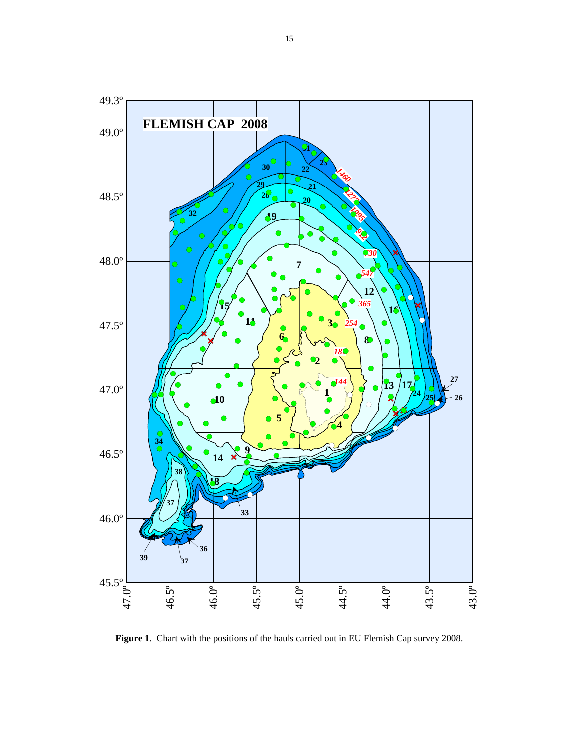**Figure 1**. Chart with the positions of the hauls carried out in EU Flemish Cap survey 2008.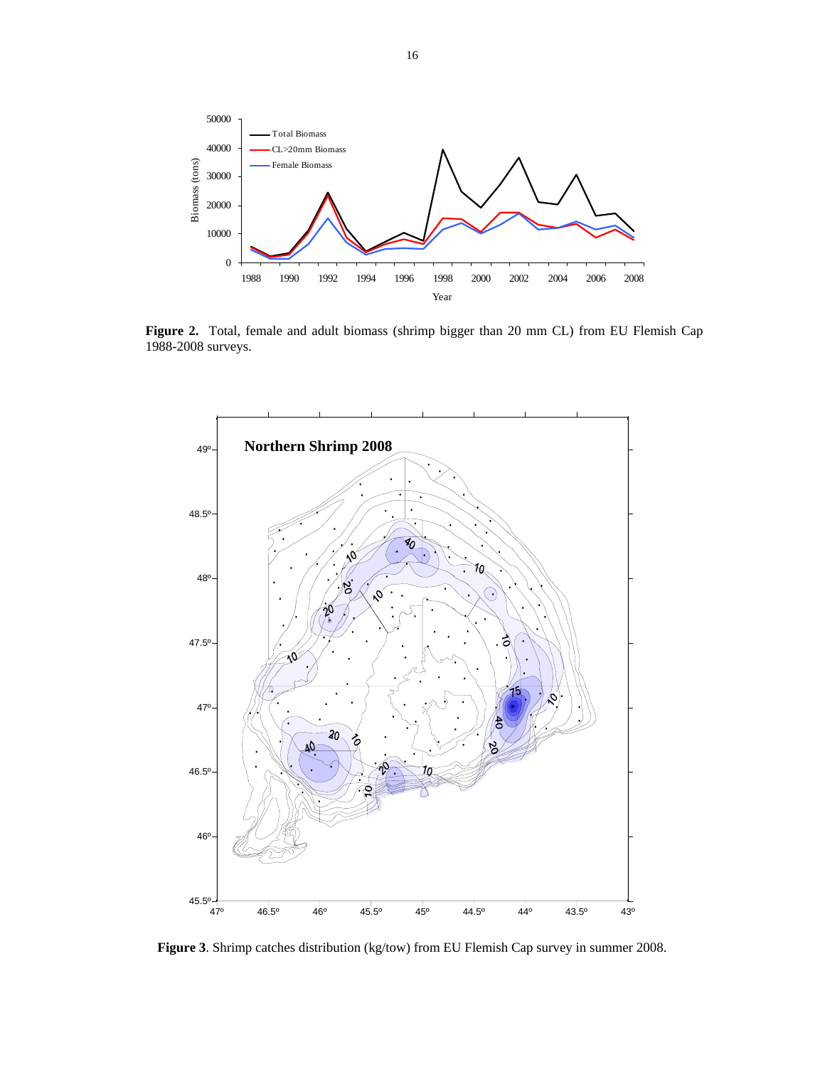**Figure 2.** Total, female and adult biomass (shrimp bigger than 20 mm CL) from EU Flemish Cap 1988-2008 surveys.

**Figure 3**. Shrimp catches distribution (kg/tow) from EU Flemish Cap survey in summer 2008.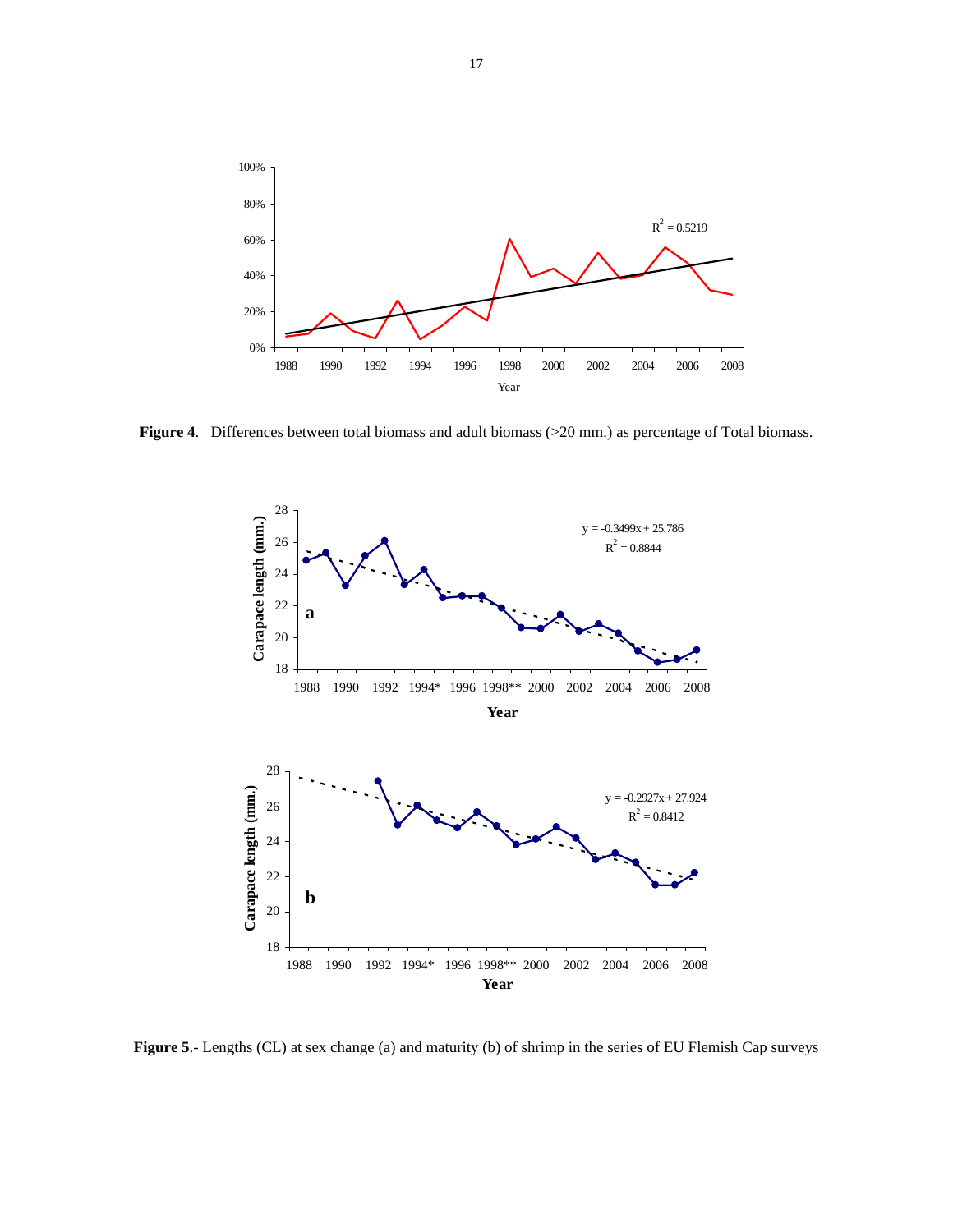**Figure 4**. Differences between total biomass and adult biomass (>20 mm.) as percentage of Total biomass.

**Figure 5**.- Lengths (CL) at sex change (a) and maturity (b) of shrimp in the series of EU Flemish Cap surveys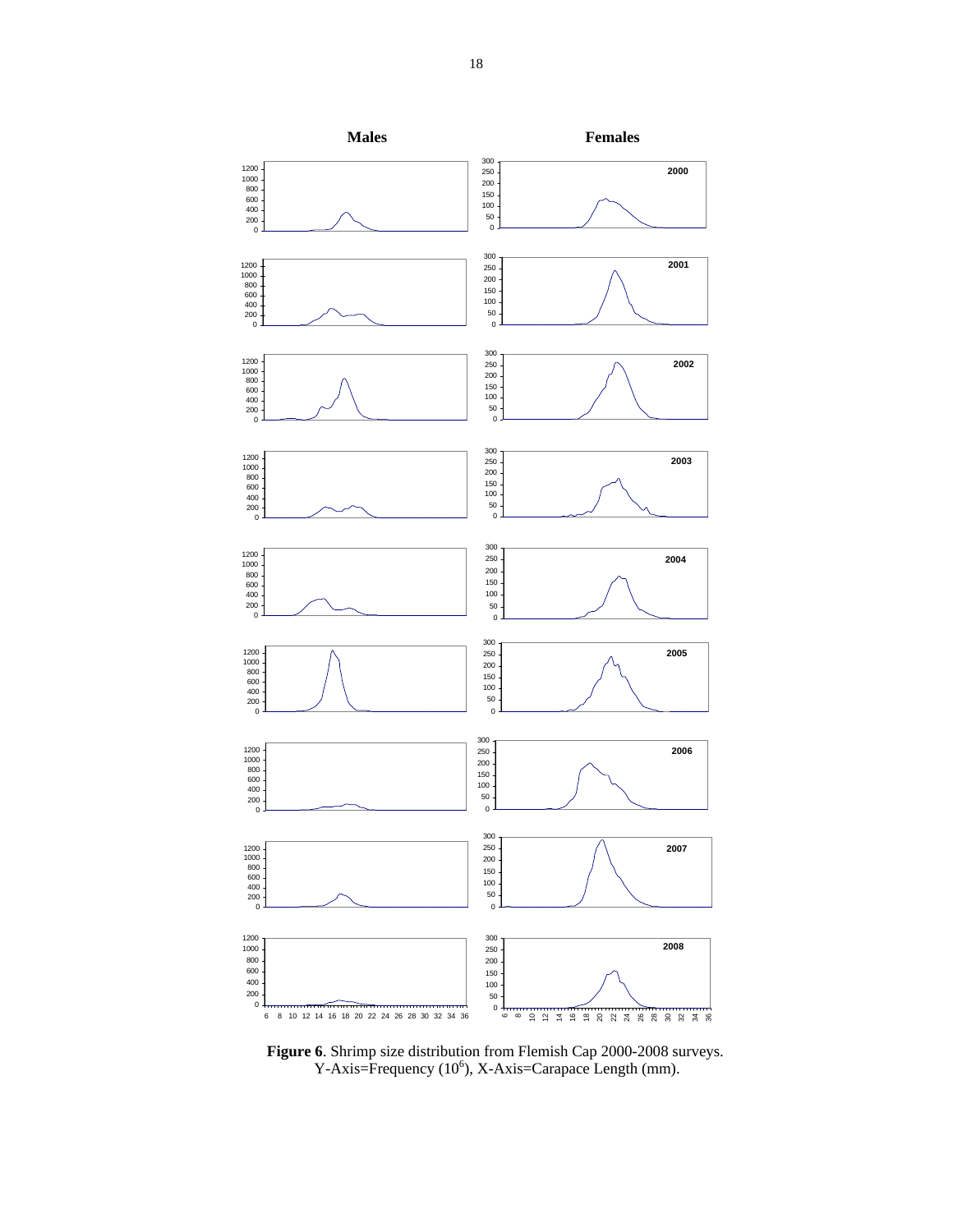**Males** **Females**

**Figure 6**. Shrimp size distribution from Flemish Cap 2000-2008 surveys. Y-Axis=Frequency ($10^6$), X-Axis=Carapace Length (mm).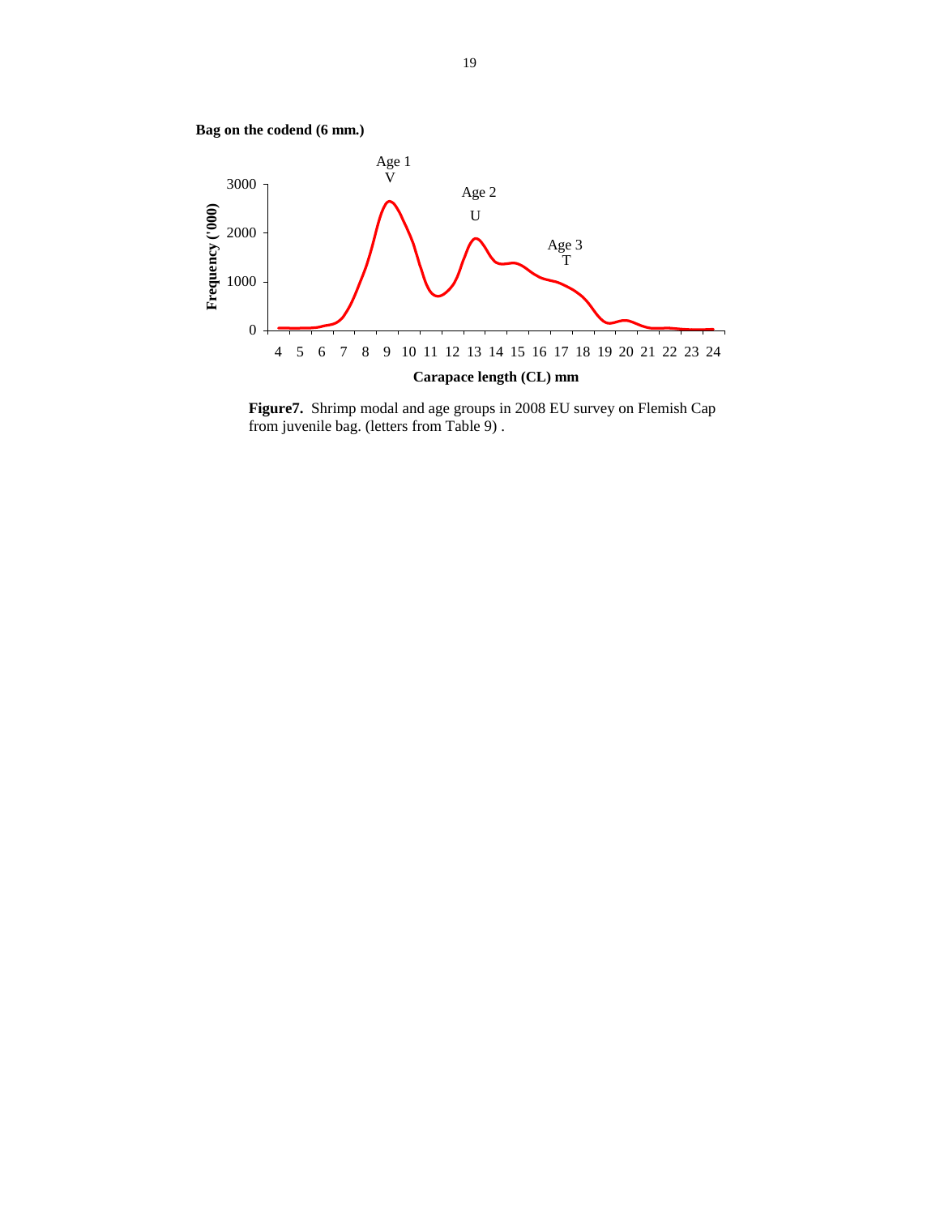**Bag on the codend (6 mm.)**

**Figure7.** Shrimp modal and age groups in 2008 EU survey on Flemish Cap from juvenile bag. (letters from Table 9) .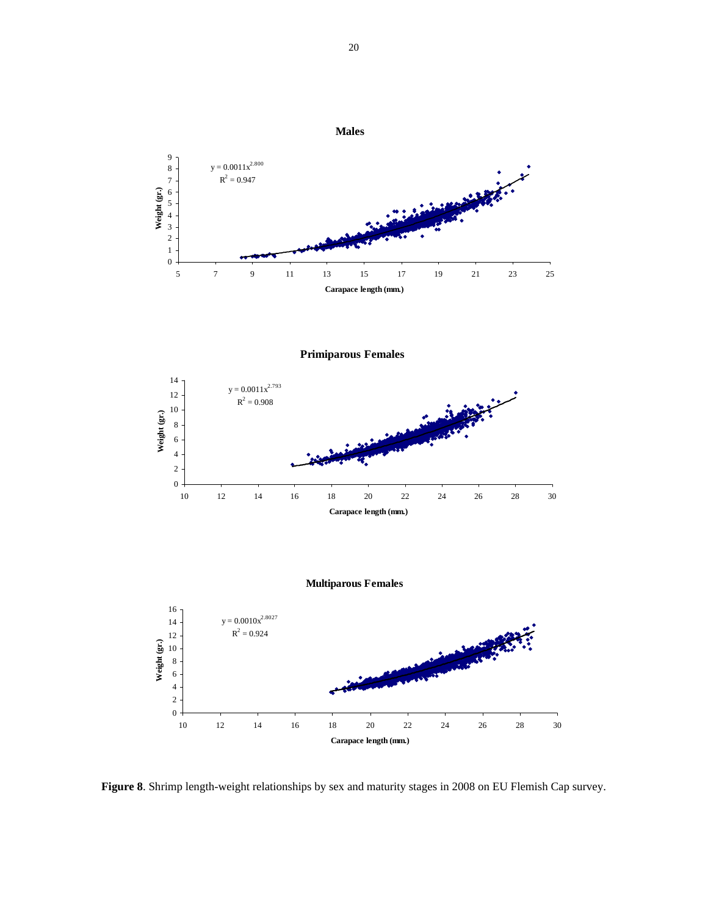**Males**

$y = 0.0011x^{2.800}$

$R^2 = 0.947$

**Primiparous Females**

$y = 0.0011x^{2.793}$

$R^2 = 0.908$

**Multiparous Females**

$y = 0.0010x^{2.8027}$

$R^2 = 0.924$

**Figure 8**. Shrimp length-weight relationships by sex and maturity stages in 2008 on EU Flemish Cap survey.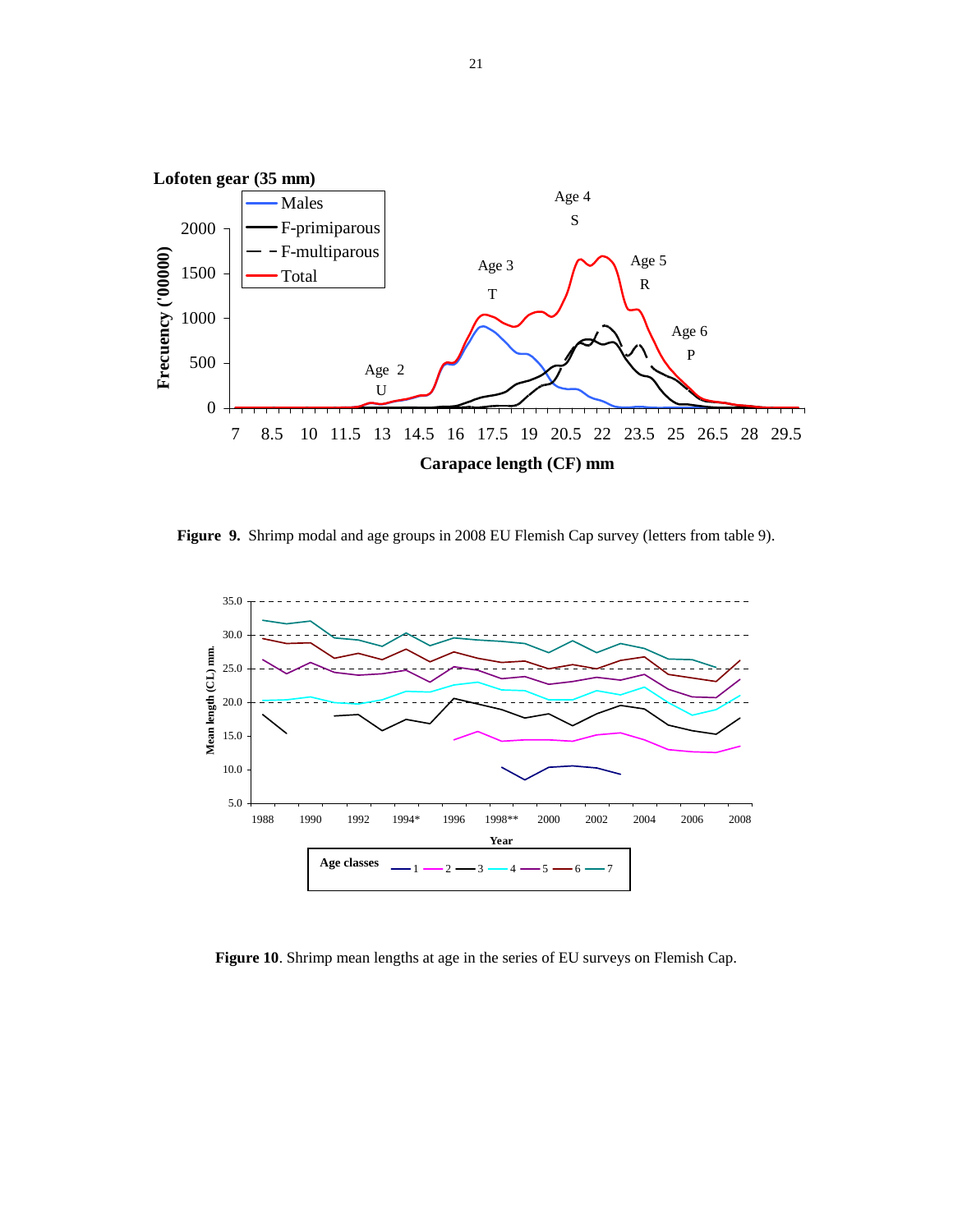**Figure 9.** Shrimp modal and age groups in 2008 EU Flemish Cap survey (letters from table 9).

**Figure 10**. Shrimp mean lengths at age in the series of EU surveys on Flemish Cap.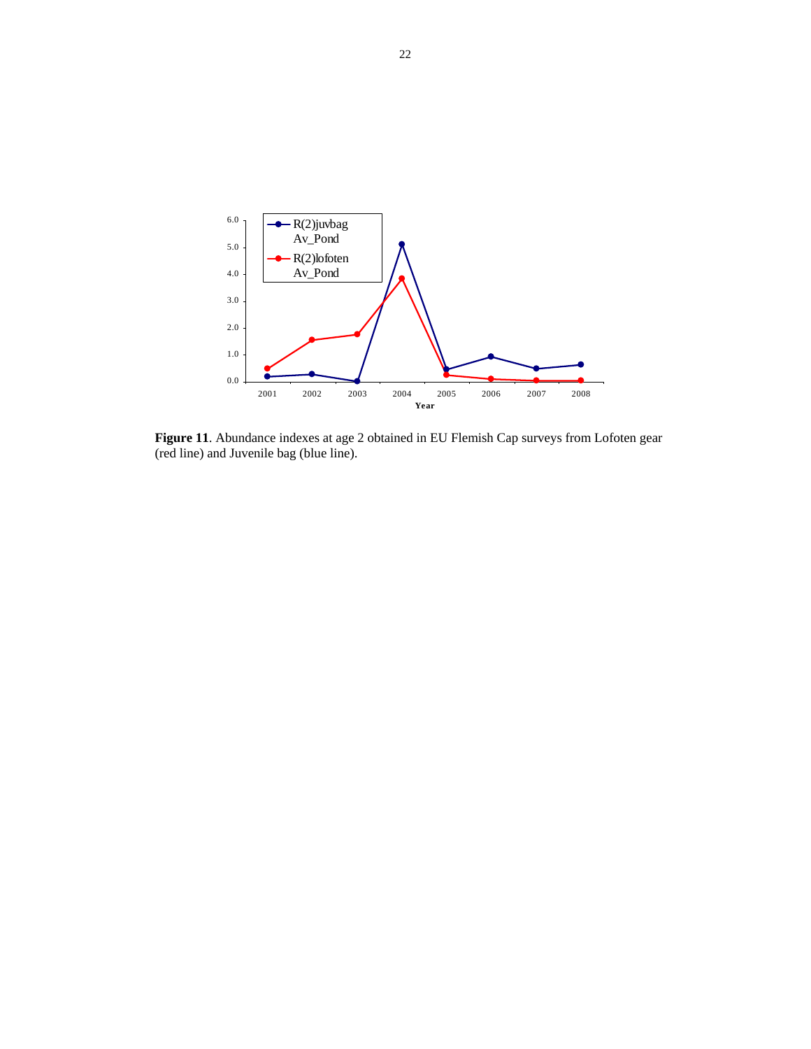6.0
5.0
4.0
3.0
2.0
1.0
0.0

2001 2002 2003 2004 2005 2006 2007 2008

Year

R(2)juvbag Av_Pond

R(2)lofoten Av_Pond

**Figure 11**. Abundance indexes at age 2 obtained in EU Flemish Cap surveys from Lofoten gear (red line) and Juvenile bag (blue line).